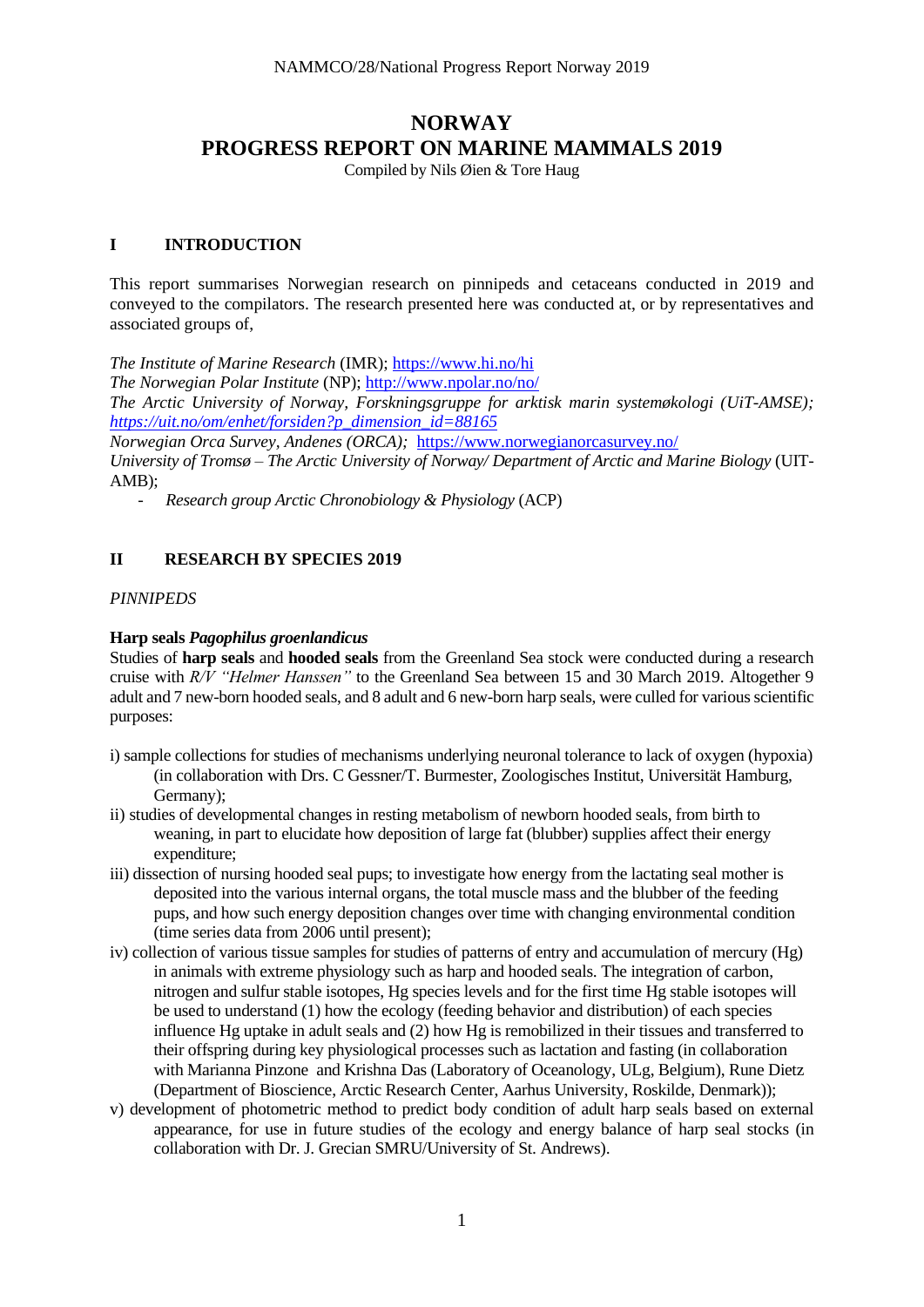# NORWAY
# PROGRESS REPORT ON MARINE MAMMALS 2019

Compiled by Nils Øien & Tore Haug

## I INTRODUCTION

This report summarises Norwegian research on pinnipeds and cetaceans conducted in 2019 and conveyed to the compilators. The research presented here was conducted at, or by representatives and associated groups of,

*The Institute of Marine Research* (IMR); https://www.hi.no/hi
*The Norwegian Polar Institute* (NP); http://www.npolar.no/no/
*The Arctic University of Norway, Forskningsgruppe for arktisk marin systemøkologi (UiT-AMSE); https://uit.no/om/enhet/forsiden?p_dimension_id=88165*
*Norwegian Orca Survey, Andenes (ORCA);* https://www.norwegianorcasurvey.no/
*University of Tromsø – The Arctic University of Norway/ Department of Arctic and Marine Biology* (UIT-AMB);

- *Research group Arctic Chronobiology & Physiology* (ACP)

## II RESEARCH BY SPECIES 2019

*PINNIPEDS*

**Harp seals *Pagophilus groenlandicus***

Studies of **harp seals** and **hooded seals** from the Greenland Sea stock were conducted during a research cruise with *R/V "Helmer Hanssen"* to the Greenland Sea between 15 and 30 March 2019. Altogether 9 adult and 7 new-born hooded seals, and 8 adult and 6 new-born harp seals, were culled for various scientific purposes:

i) sample collections for studies of mechanisms underlying neuronal tolerance to lack of oxygen (hypoxia) (in collaboration with Drs. C Gessner/T. Burmester, Zoologisches Institut, Universität Hamburg, Germany);

ii) studies of developmental changes in resting metabolism of newborn hooded seals, from birth to weaning, in part to elucidate how deposition of large fat (blubber) supplies affect their energy expenditure;

iii) dissection of nursing hooded seal pups; to investigate how energy from the lactating seal mother is deposited into the various internal organs, the total muscle mass and the blubber of the feeding pups, and how such energy deposition changes over time with changing environmental condition (time series data from 2006 until present);

iv) collection of various tissue samples for studies of patterns of entry and accumulation of mercury (Hg) in animals with extreme physiology such as harp and hooded seals. The integration of carbon, nitrogen and sulfur stable isotopes, Hg species levels and for the first time Hg stable isotopes will be used to understand (1) how the ecology (feeding behavior and distribution) of each species influence Hg uptake in adult seals and (2) how Hg is remobilized in their tissues and transferred to their offspring during key physiological processes such as lactation and fasting (in collaboration with Marianna Pinzone and Krishna Das (Laboratory of Oceanology, ULg, Belgium), Rune Dietz (Department of Bioscience, Arctic Research Center, Aarhus University, Roskilde, Denmark));

v) development of photometric method to predict body condition of adult harp seals based on external appearance, for use in future studies of the ecology and energy balance of harp seal stocks (in collaboration with Dr. J. Grecian SMRU/University of St. Andrews).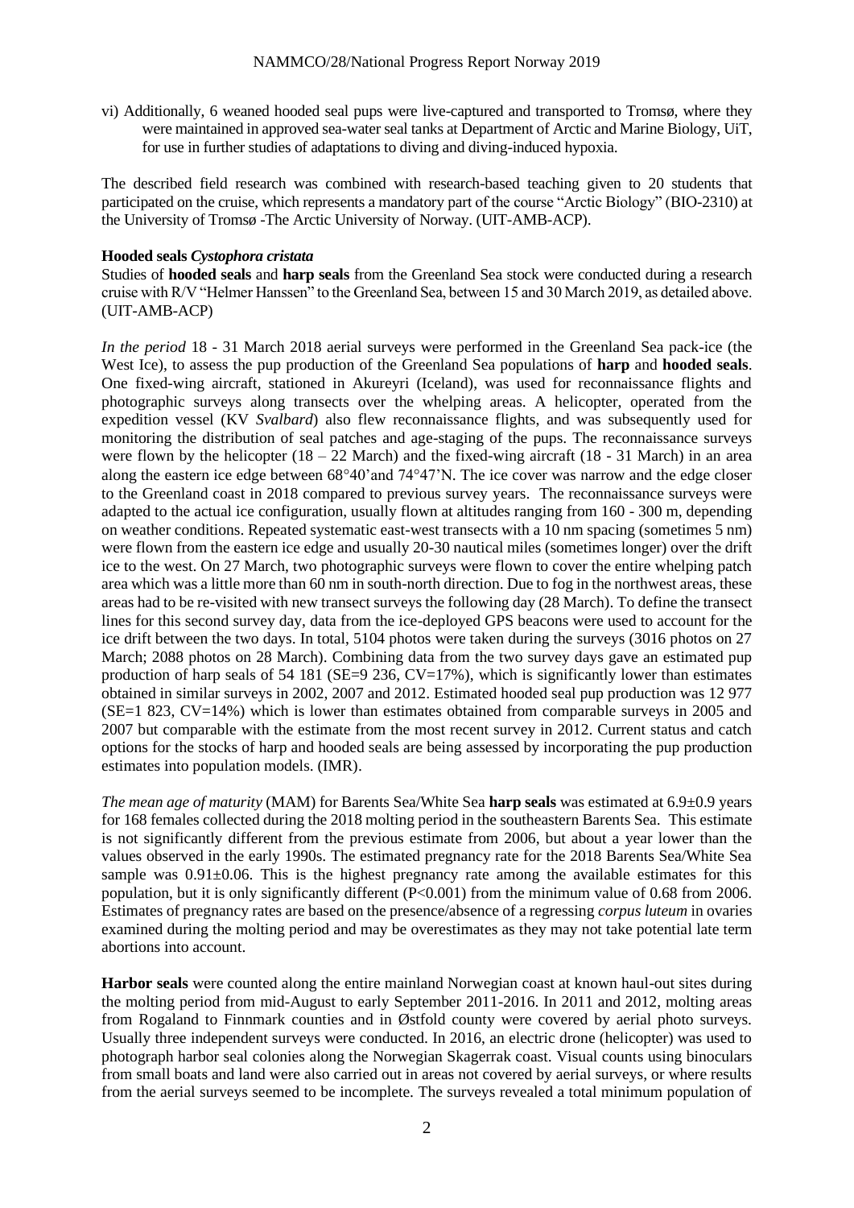vi) Additionally, 6 weaned hooded seal pups were live-captured and transported to Tromsø, where they were maintained in approved sea-water seal tanks at Department of Arctic and Marine Biology, UiT, for use in further studies of adaptations to diving and diving-induced hypoxia.

The described field research was combined with research-based teaching given to 20 students that participated on the cruise, which represents a mandatory part of the course "Arctic Biology" (BIO-2310) at the University of Tromsø -The Arctic University of Norway. (UIT-AMB-ACP).

**Hooded seals *Cystophora cristata***

Studies of **hooded seals** and **harp seals** from the Greenland Sea stock were conducted during a research cruise with R/V "Helmer Hanssen" to the Greenland Sea, between 15 and 30 March 2019, as detailed above. (UIT-AMB-ACP)

*In the period* 18 - 31 March 2018 aerial surveys were performed in the Greenland Sea pack-ice (the West Ice), to assess the pup production of the Greenland Sea populations of **harp** and **hooded seals**. One fixed-wing aircraft, stationed in Akureyri (Iceland), was used for reconnaissance flights and photographic surveys along transects over the whelping areas. A helicopter, operated from the expedition vessel (KV *Svalbard*) also flew reconnaissance flights, and was subsequently used for monitoring the distribution of seal patches and age-staging of the pups. The reconnaissance surveys were flown by the helicopter (18 – 22 March) and the fixed-wing aircraft (18 - 31 March) in an area along the eastern ice edge between 68°40'and 74°47'N. The ice cover was narrow and the edge closer to the Greenland coast in 2018 compared to previous survey years. The reconnaissance surveys were adapted to the actual ice configuration, usually flown at altitudes ranging from 160 - 300 m, depending on weather conditions. Repeated systematic east-west transects with a 10 nm spacing (sometimes 5 nm) were flown from the eastern ice edge and usually 20-30 nautical miles (sometimes longer) over the drift ice to the west. On 27 March, two photographic surveys were flown to cover the entire whelping patch area which was a little more than 60 nm in south-north direction. Due to fog in the northwest areas, these areas had to be re-visited with new transect surveys the following day (28 March). To define the transect lines for this second survey day, data from the ice-deployed GPS beacons were used to account for the ice drift between the two days. In total, 5104 photos were taken during the surveys (3016 photos on 27 March; 2088 photos on 28 March). Combining data from the two survey days gave an estimated pup production of harp seals of 54 181 (SE=9 236, CV=17%), which is significantly lower than estimates obtained in similar surveys in 2002, 2007 and 2012. Estimated hooded seal pup production was 12 977 (SE=1 823, CV=14%) which is lower than estimates obtained from comparable surveys in 2005 and 2007 but comparable with the estimate from the most recent survey in 2012. Current status and catch options for the stocks of harp and hooded seals are being assessed by incorporating the pup production estimates into population models. (IMR).

*The mean age of maturity* (MAM) for Barents Sea/White Sea **harp seals** was estimated at 6.9±0.9 years for 168 females collected during the 2018 molting period in the southeastern Barents Sea. This estimate is not significantly different from the previous estimate from 2006, but about a year lower than the values observed in the early 1990s. The estimated pregnancy rate for the 2018 Barents Sea/White Sea sample was 0.91±0.06. This is the highest pregnancy rate among the available estimates for this population, but it is only significantly different ($P<0.001$) from the minimum value of 0.68 from 2006. Estimates of pregnancy rates are based on the presence/absence of a regressing *corpus luteum* in ovaries examined during the molting period and may be overestimates as they may not take potential late term abortions into account.

**Harbor seals** were counted along the entire mainland Norwegian coast at known haul-out sites during the molting period from mid-August to early September 2011-2016. In 2011 and 2012, molting areas from Rogaland to Finnmark counties and in Østfold county were covered by aerial photo surveys. Usually three independent surveys were conducted. In 2016, an electric drone (helicopter) was used to photograph harbor seal colonies along the Norwegian Skagerrak coast. Visual counts using binoculars from small boats and land were also carried out in areas not covered by aerial surveys, or where results from the aerial surveys seemed to be incomplete. The surveys revealed a total minimum population of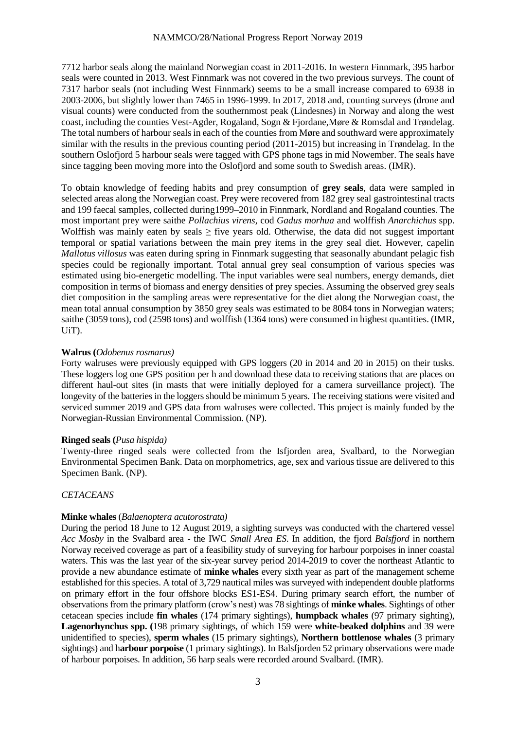7712 harbor seals along the mainland Norwegian coast in 2011-2016. In western Finnmark, 395 harbor seals were counted in 2013. West Finnmark was not covered in the two previous surveys. The count of 7317 harbor seals (not including West Finnmark) seems to be a small increase compared to 6938 in 2003-2006, but slightly lower than 7465 in 1996-1999. In 2017, 2018 and, counting surveys (drone and visual counts) were conducted from the southernmost peak (Lindesnes) in Norway and along the west coast, including the counties Vest-Agder, Rogaland, Sogn & Fjordane,Møre & Romsdal and Trøndelag. The total numbers of harbour seals in each of the counties from Møre and southward were approximately similar with the results in the previous counting period (2011-2015) but increasing in Trøndelag. In the southern Oslofjord 5 harbour seals were tagged with GPS phone tags in mid Nowember. The seals have since tagging been moving more into the Oslofjord and some south to Swedish areas. (IMR).

To obtain knowledge of feeding habits and prey consumption of **grey seals**, data were sampled in selected areas along the Norwegian coast. Prey were recovered from 182 grey seal gastrointestinal tracts and 199 faecal samples, collected during1999–2010 in Finnmark, Nordland and Rogaland counties. The most important prey were saithe *Pollachius virens*, cod *Gadus morhua* and wolffish *Anarchichus* spp. Wolffish was mainly eaten by seals ≥ five years old. Otherwise, the data did not suggest important temporal or spatial variations between the main prey items in the grey seal diet. However, capelin *Mallotus villosus* was eaten during spring in Finnmark suggesting that seasonally abundant pelagic fish species could be regionally important. Total annual grey seal consumption of various species was estimated using bio-energetic modelling. The input variables were seal numbers, energy demands, diet composition in terms of biomass and energy densities of prey species. Assuming the observed grey seals diet composition in the sampling areas were representative for the diet along the Norwegian coast, the mean total annual consumption by 3850 grey seals was estimated to be 8084 tons in Norwegian waters; saithe (3059 tons), cod (2598 tons) and wolffish (1364 tons) were consumed in highest quantities. (IMR, UiT).

**Walrus (***Odobenus rosmarus)*

Forty walruses were previously equipped with GPS loggers (20 in 2014 and 20 in 2015) on their tusks. These loggers log one GPS position per h and download these data to receiving stations that are places on different haul-out sites (in masts that were initially deployed for a camera surveillance project). The longevity of the batteries in the loggers should be minimum 5 years. The receiving stations were visited and serviced summer 2019 and GPS data from walruses were collected. This project is mainly funded by the Norwegian-Russian Environmental Commission. (NP).

**Ringed seals (***Pusa hispida)*

Twenty-three ringed seals were collected from the Isfjorden area, Svalbard, to the Norwegian Environmental Specimen Bank. Data on morphometrics, age, sex and various tissue are delivered to this Specimen Bank. (NP).

*CETACEANS*

**Minke whales** (*Balaenoptera acutorostrata)*

During the period 18 June to 12 August 2019, a sighting surveys was conducted with the chartered vessel *Acc Mosby* in the Svalbard area - the IWC *Small Area ES*. In addition, the fjord *Balsfjord* in northern Norway received coverage as part of a feasibility study of surveying for harbour porpoises in inner coastal waters. This was the last year of the six-year survey period 2014-2019 to cover the northeast Atlantic to provide a new abundance estimate of **minke whales** every sixth year as part of the management scheme established for this species. A total of 3,729 nautical miles was surveyed with independent double platforms on primary effort in the four offshore blocks ES1-ES4. During primary search effort, the number of observations from the primary platform (crow's nest) was 78 sightings of **minke whales**. Sightings of other cetacean species include **fin whales** (174 primary sightings), **humpback whales** (97 primary sighting), **Lagenorhynchus spp. (**198 primary sightings, of which 159 were **white-beaked dolphins** and 39 were unidentified to species), **sperm whales** (15 primary sightings), **Northern bottlenose whales** (3 primary sightings) and h**arbour porpoise** (1 primary sightings). In Balsfjorden 52 primary observations were made of harbour porpoises. In addition, 56 harp seals were recorded around Svalbard. (IMR).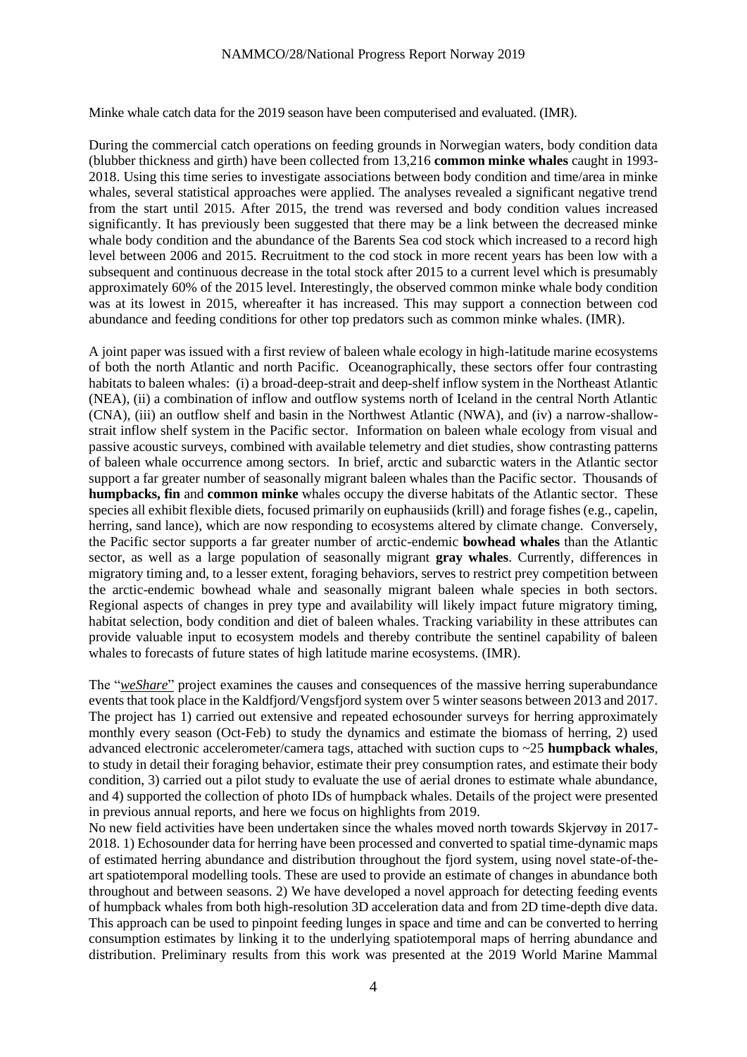Minke whale catch data for the 2019 season have been computerised and evaluated. (IMR).

During the commercial catch operations on feeding grounds in Norwegian waters, body condition data (blubber thickness and girth) have been collected from 13,216 **common minke whales** caught in 1993-2018. Using this time series to investigate associations between body condition and time/area in minke whales, several statistical approaches were applied. The analyses revealed a significant negative trend from the start until 2015. After 2015, the trend was reversed and body condition values increased significantly. It has previously been suggested that there may be a link between the decreased minke whale body condition and the abundance of the Barents Sea cod stock which increased to a record high level between 2006 and 2015. Recruitment to the cod stock in more recent years has been low with a subsequent and continuous decrease in the total stock after 2015 to a current level which is presumably approximately 60% of the 2015 level. Interestingly, the observed common minke whale body condition was at its lowest in 2015, whereafter it has increased. This may support a connection between cod abundance and feeding conditions for other top predators such as common minke whales. (IMR).

A joint paper was issued with a first review of baleen whale ecology in high-latitude marine ecosystems of both the north Atlantic and north Pacific. Oceanographically, these sectors offer four contrasting habitats to baleen whales: (i) a broad-deep-strait and deep-shelf inflow system in the Northeast Atlantic (NEA), (ii) a combination of inflow and outflow systems north of Iceland in the central North Atlantic (CNA), (iii) an outflow shelf and basin in the Northwest Atlantic (NWA), and (iv) a narrow-shallow-strait inflow shelf system in the Pacific sector. Information on baleen whale ecology from visual and passive acoustic surveys, combined with available telemetry and diet studies, show contrasting patterns of baleen whale occurrence among sectors. In brief, arctic and subarctic waters in the Atlantic sector support a far greater number of seasonally migrant baleen whales than the Pacific sector. Thousands of **humpbacks, fin** and **common minke** whales occupy the diverse habitats of the Atlantic sector. These species all exhibit flexible diets, focused primarily on euphausiids (krill) and forage fishes (e.g., capelin, herring, sand lance), which are now responding to ecosystems altered by climate change. Conversely, the Pacific sector supports a far greater number of arctic-endemic **bowhead whales** than the Atlantic sector, as well as a large population of seasonally migrant **gray whales**. Currently, differences in migratory timing and, to a lesser extent, foraging behaviors, serves to restrict prey competition between the arctic-endemic bowhead whale and seasonally migrant baleen whale species in both sectors. Regional aspects of changes in prey type and availability will likely impact future migratory timing, habitat selection, body condition and diet of baleen whales. Tracking variability in these attributes can provide valuable input to ecosystem models and thereby contribute the sentinel capability of baleen whales to forecasts of future states of high latitude marine ecosystems. (IMR).

The "*weShare*" project examines the causes and consequences of the massive herring superabundance events that took place in the Kaldfjord/Vengsfjord system over 5 winter seasons between 2013 and 2017. The project has 1) carried out extensive and repeated echosounder surveys for herring approximately monthly every season (Oct-Feb) to study the dynamics and estimate the biomass of herring, 2) used advanced electronic accelerometer/camera tags, attached with suction cups to ~25 **humpback whales**, to study in detail their foraging behavior, estimate their prey consumption rates, and estimate their body condition, 3) carried out a pilot study to evaluate the use of aerial drones to estimate whale abundance, and 4) supported the collection of photo IDs of humpback whales. Details of the project were presented in previous annual reports, and here we focus on highlights from 2019.
No new field activities have been undertaken since the whales moved north towards Skjervøy in 2017-2018. 1) Echosounder data for herring have been processed and converted to spatial time-dynamic maps of estimated herring abundance and distribution throughout the fjord system, using novel state-of-the-art spatiotemporal modelling tools. These are used to provide an estimate of changes in abundance both throughout and between seasons. 2) We have developed a novel approach for detecting feeding events of humpback whales from both high-resolution 3D acceleration data and from 2D time-depth dive data. This approach can be used to pinpoint feeding lunges in space and time and can be converted to herring consumption estimates by linking it to the underlying spatiotemporal maps of herring abundance and distribution. Preliminary results from this work was presented at the 2019 World Marine Mammal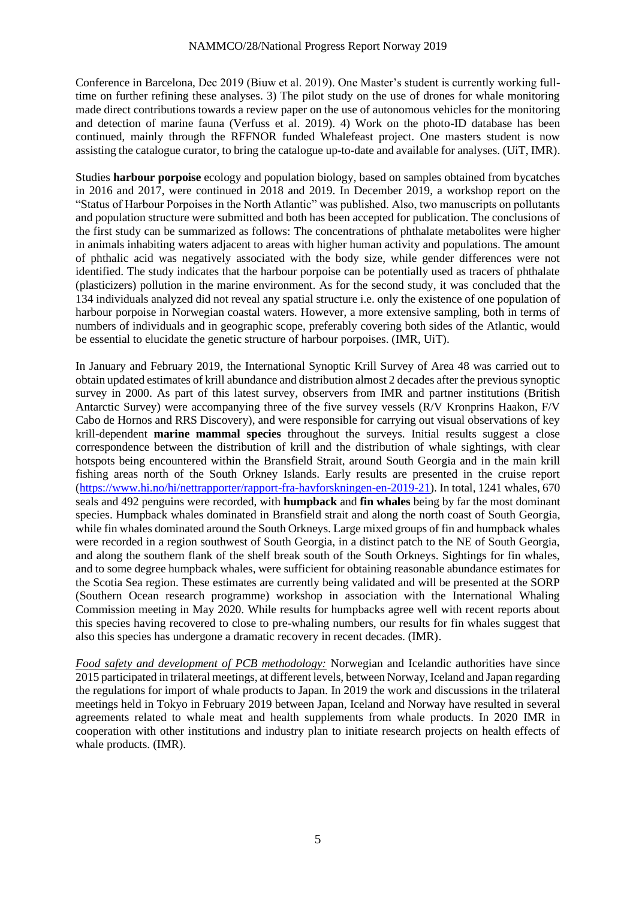Conference in Barcelona, Dec 2019 (Biuw et al. 2019). One Master's student is currently working full-time on further refining these analyses. 3) The pilot study on the use of drones for whale monitoring made direct contributions towards a review paper on the use of autonomous vehicles for the monitoring and detection of marine fauna (Verfuss et al. 2019). 4) Work on the photo-ID database has been continued, mainly through the RFFNOR funded Whalefeast project. One masters student is now assisting the catalogue curator, to bring the catalogue up-to-date and available for analyses. (UiT, IMR).

Studies **harbour porpoise** ecology and population biology, based on samples obtained from bycatches in 2016 and 2017, were continued in 2018 and 2019. In December 2019, a workshop report on the "Status of Harbour Porpoises in the North Atlantic" was published. Also, two manuscripts on pollutants and population structure were submitted and both has been accepted for publication. The conclusions of the first study can be summarized as follows: The concentrations of phthalate metabolites were higher in animals inhabiting waters adjacent to areas with higher human activity and populations. The amount of phthalic acid was negatively associated with the body size, while gender differences were not identified. The study indicates that the harbour porpoise can be potentially used as tracers of phthalate (plasticizers) pollution in the marine environment. As for the second study, it was concluded that the 134 individuals analyzed did not reveal any spatial structure i.e. only the existence of one population of harbour porpoise in Norwegian coastal waters. However, a more extensive sampling, both in terms of numbers of individuals and in geographic scope, preferably covering both sides of the Atlantic, would be essential to elucidate the genetic structure of harbour porpoises. (IMR, UiT).

In January and February 2019, the International Synoptic Krill Survey of Area 48 was carried out to obtain updated estimates of krill abundance and distribution almost 2 decades after the previous synoptic survey in 2000. As part of this latest survey, observers from IMR and partner institutions (British Antarctic Survey) were accompanying three of the five survey vessels (R/V Kronprins Haakon, F/V Cabo de Hornos and RRS Discovery), and were responsible for carrying out visual observations of key krill-dependent **marine mammal species** throughout the surveys. Initial results suggest a close correspondence between the distribution of krill and the distribution of whale sightings, with clear hotspots being encountered within the Bransfield Strait, around South Georgia and in the main krill fishing areas north of the South Orkney Islands. Early results are presented in the cruise report (https://www.hi.no/hi/nettrapporter/rapport-fra-havforskningen-en-2019-21). In total, 1241 whales, 670 seals and 492 penguins were recorded, with **humpback** and **fin whales** being by far the most dominant species. Humpback whales dominated in Bransfield strait and along the north coast of South Georgia, while fin whales dominated around the South Orkneys. Large mixed groups of fin and humpback whales were recorded in a region southwest of South Georgia, in a distinct patch to the NE of South Georgia, and along the southern flank of the shelf break south of the South Orkneys. Sightings for fin whales, and to some degree humpback whales, were sufficient for obtaining reasonable abundance estimates for the Scotia Sea region. These estimates are currently being validated and will be presented at the SORP (Southern Ocean research programme) workshop in association with the International Whaling Commission meeting in May 2020. While results for humpbacks agree well with recent reports about this species having recovered to close to pre-whaling numbers, our results for fin whales suggest that also this species has undergone a dramatic recovery in recent decades. (IMR).

*Food safety and development of PCB methodology:* Norwegian and Icelandic authorities have since 2015 participated in trilateral meetings, at different levels, between Norway, Iceland and Japan regarding the regulations for import of whale products to Japan. In 2019 the work and discussions in the trilateral meetings held in Tokyo in February 2019 between Japan, Iceland and Norway have resulted in several agreements related to whale meat and health supplements from whale products. In 2020 IMR in cooperation with other institutions and industry plan to initiate research projects on health effects of whale products. (IMR).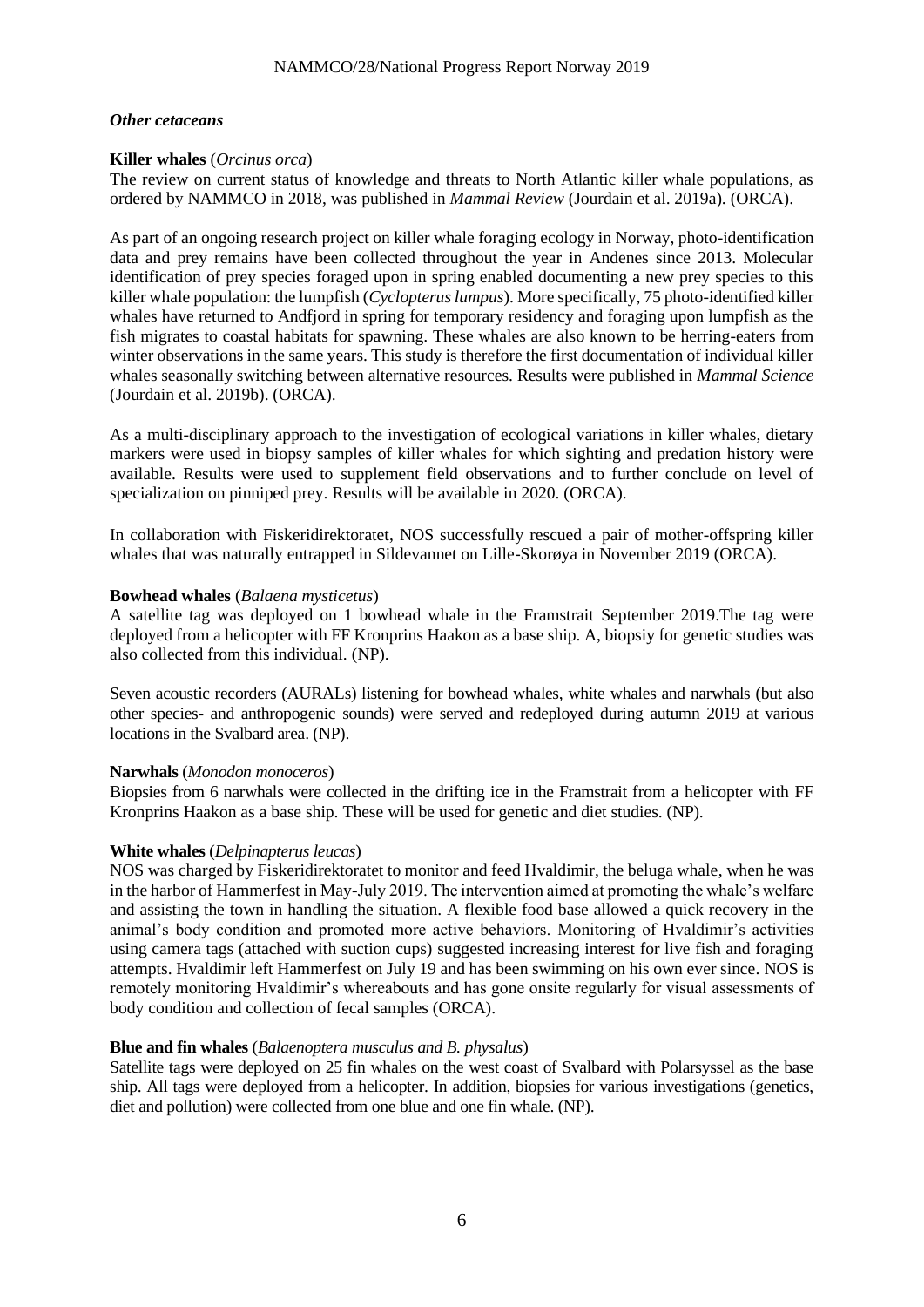### *Other cetaceans*

**Killer whales** (*Orcinus orca*)

The review on current status of knowledge and threats to North Atlantic killer whale populations, as ordered by NAMMCO in 2018, was published in *Mammal Review* (Jourdain et al. 2019a). (ORCA).

As part of an ongoing research project on killer whale foraging ecology in Norway, photo-identification data and prey remains have been collected throughout the year in Andenes since 2013. Molecular identification of prey species foraged upon in spring enabled documenting a new prey species to this killer whale population: the lumpfish (*Cyclopterus lumpus*). More specifically, 75 photo-identified killer whales have returned to Andfjord in spring for temporary residency and foraging upon lumpfish as the fish migrates to coastal habitats for spawning. These whales are also known to be herring-eaters from winter observations in the same years. This study is therefore the first documentation of individual killer whales seasonally switching between alternative resources. Results were published in *Mammal Science* (Jourdain et al. 2019b). (ORCA).

As a multi-disciplinary approach to the investigation of ecological variations in killer whales, dietary markers were used in biopsy samples of killer whales for which sighting and predation history were available. Results were used to supplement field observations and to further conclude on level of specialization on pinniped prey. Results will be available in 2020. (ORCA).

In collaboration with Fiskeridirektoratet, NOS successfully rescued a pair of mother-offspring killer whales that was naturally entrapped in Sildevannet on Lille-Skorøya in November 2019 (ORCA).

**Bowhead whales** (*Balaena mysticetus*)

A satellite tag was deployed on 1 bowhead whale in the Framstrait September 2019.The tag were deployed from a helicopter with FF Kronprins Haakon as a base ship. A, biopsiy for genetic studies was also collected from this individual. (NP).

Seven acoustic recorders (AURALs) listening for bowhead whales, white whales and narwhals (but also other species- and anthropogenic sounds) were served and redeployed during autumn 2019 at various locations in the Svalbard area. (NP).

**Narwhals** (*Monodon monoceros*)

Biopsies from 6 narwhals were collected in the drifting ice in the Framstrait from a helicopter with FF Kronprins Haakon as a base ship. These will be used for genetic and diet studies. (NP).

**White whales** (*Delpinapterus leucas*)

NOS was charged by Fiskeridirektoratet to monitor and feed Hvaldimir, the beluga whale, when he was in the harbor of Hammerfest in May-July 2019. The intervention aimed at promoting the whale's welfare and assisting the town in handling the situation. A flexible food base allowed a quick recovery in the animal's body condition and promoted more active behaviors. Monitoring of Hvaldimir's activities using camera tags (attached with suction cups) suggested increasing interest for live fish and foraging attempts. Hvaldimir left Hammerfest on July 19 and has been swimming on his own ever since. NOS is remotely monitoring Hvaldimir's whereabouts and has gone onsite regularly for visual assessments of body condition and collection of fecal samples (ORCA).

**Blue and fin whales** (*Balaenoptera musculus and B. physalus*)

Satellite tags were deployed on 25 fin whales on the west coast of Svalbard with Polarsyssel as the base ship. All tags were deployed from a helicopter. In addition, biopsies for various investigations (genetics, diet and pollution) were collected from one blue and one fin whale. (NP).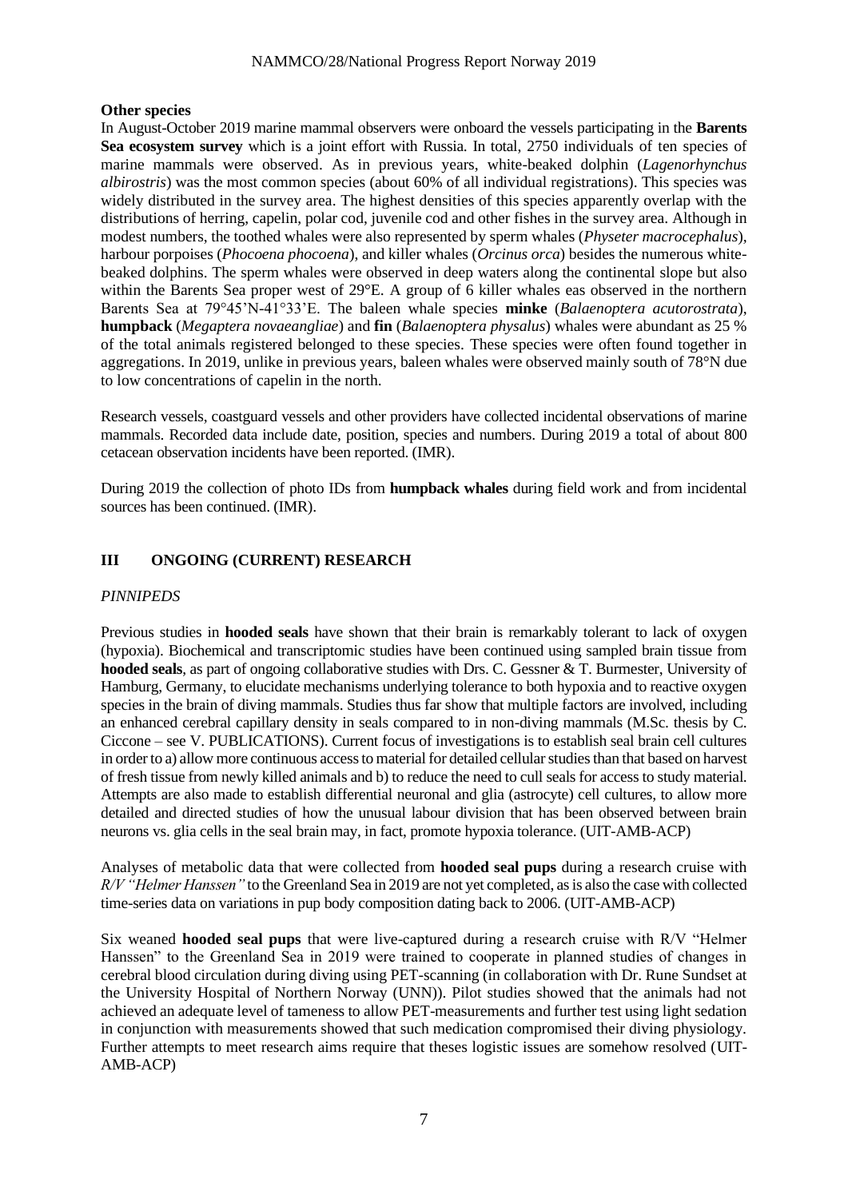**Other species**

In August-October 2019 marine mammal observers were onboard the vessels participating in the **Barents Sea ecosystem survey** which is a joint effort with Russia. In total, 2750 individuals of ten species of marine mammals were observed. As in previous years, white-beaked dolphin (*Lagenorhynchus albirostris*) was the most common species (about 60% of all individual registrations). This species was widely distributed in the survey area. The highest densities of this species apparently overlap with the distributions of herring, capelin, polar cod, juvenile cod and other fishes in the survey area. Although in modest numbers, the toothed whales were also represented by sperm whales (*Physeter macrocephalus*), harbour porpoises (*Phocoena phocoena*), and killer whales (*Orcinus orca*) besides the numerous white-beaked dolphins. The sperm whales were observed in deep waters along the continental slope but also within the Barents Sea proper west of 29°E. A group of 6 killer whales eas observed in the northern Barents Sea at 79°45'N-41°33'E. The baleen whale species **minke** (*Balaenoptera acutorostrata*), **humpback** (*Megaptera novaeangliae*) and **fin** (*Balaenoptera physalus*) whales were abundant as 25 % of the total animals registered belonged to these species. These species were often found together in aggregations. In 2019, unlike in previous years, baleen whales were observed mainly south of 78°N due to low concentrations of capelin in the north.

Research vessels, coastguard vessels and other providers have collected incidental observations of marine mammals. Recorded data include date, position, species and numbers. During 2019 a total of about 800 cetacean observation incidents have been reported. (IMR).

During 2019 the collection of photo IDs from **humpback whales** during field work and from incidental sources has been continued. (IMR).

## III ONGOING (CURRENT) RESEARCH

### *PINNIPEDS*

Previous studies in **hooded seals** have shown that their brain is remarkably tolerant to lack of oxygen (hypoxia). Biochemical and transcriptomic studies have been continued using sampled brain tissue from **hooded seals**, as part of ongoing collaborative studies with Drs. C. Gessner & T. Burmester, University of Hamburg, Germany, to elucidate mechanisms underlying tolerance to both hypoxia and to reactive oxygen species in the brain of diving mammals. Studies thus far show that multiple factors are involved, including an enhanced cerebral capillary density in seals compared to in non-diving mammals (M.Sc. thesis by C. Ciccone – see V. PUBLICATIONS). Current focus of investigations is to establish seal brain cell cultures in order to a) allow more continuous access to material for detailed cellular studies than that based on harvest of fresh tissue from newly killed animals and b) to reduce the need to cull seals for access to study material. Attempts are also made to establish differential neuronal and glia (astrocyte) cell cultures, to allow more detailed and directed studies of how the unusual labour division that has been observed between brain neurons vs. glia cells in the seal brain may, in fact, promote hypoxia tolerance. (UIT-AMB-ACP)

Analyses of metabolic data that were collected from **hooded seal pups** during a research cruise with *R/V "Helmer Hanssen"* to the Greenland Sea in 2019 are not yet completed, as is also the case with collected time-series data on variations in pup body composition dating back to 2006. (UIT-AMB-ACP)

Six weaned **hooded seal pups** that were live-captured during a research cruise with R/V "Helmer Hanssen" to the Greenland Sea in 2019 were trained to cooperate in planned studies of changes in cerebral blood circulation during diving using PET-scanning (in collaboration with Dr. Rune Sundset at the University Hospital of Northern Norway (UNN)). Pilot studies showed that the animals had not achieved an adequate level of tameness to allow PET-measurements and further test using light sedation in conjunction with measurements showed that such medication compromised their diving physiology. Further attempts to meet research aims require that theses logistic issues are somehow resolved (UIT-AMB-ACP)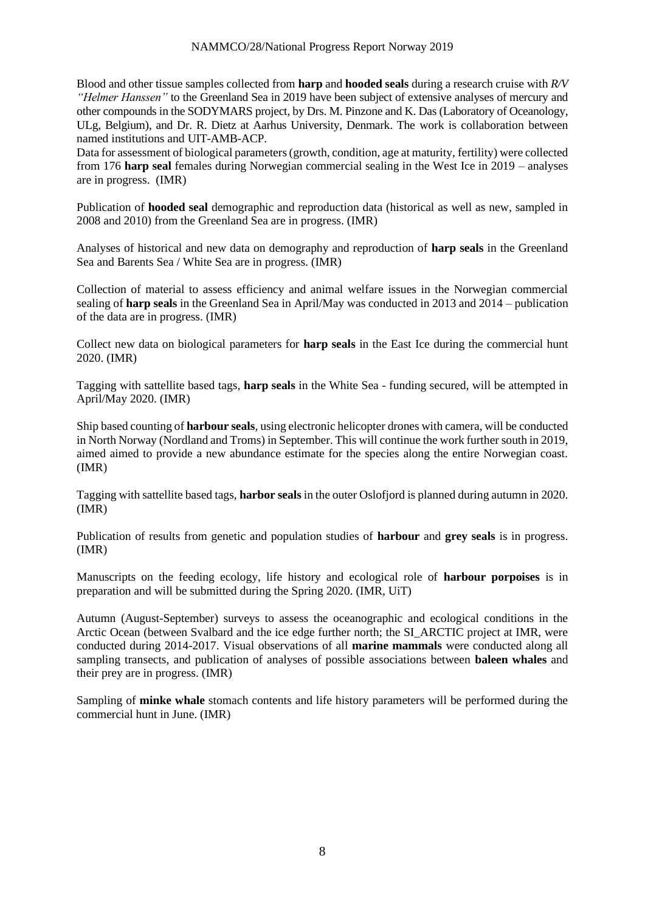Blood and other tissue samples collected from **harp** and **hooded seals** during a research cruise with *R/V "Helmer Hanssen"* to the Greenland Sea in 2019 have been subject of extensive analyses of mercury and other compounds in the SODYMARS project, by Drs. M. Pinzone and K. Das (Laboratory of Oceanology, ULg, Belgium), and Dr. R. Dietz at Aarhus University, Denmark. The work is collaboration between named institutions and UIT-AMB-ACP.
Data for assessment of biological parameters (growth, condition, age at maturity, fertility) were collected from 176 **harp seal** females during Norwegian commercial sealing in the West Ice in 2019 – analyses are in progress. (IMR)

Publication of **hooded seal** demographic and reproduction data (historical as well as new, sampled in 2008 and 2010) from the Greenland Sea are in progress. (IMR)

Analyses of historical and new data on demography and reproduction of **harp seals** in the Greenland Sea and Barents Sea / White Sea are in progress. (IMR)

Collection of material to assess efficiency and animal welfare issues in the Norwegian commercial sealing of **harp seals** in the Greenland Sea in April/May was conducted in 2013 and 2014 – publication of the data are in progress. (IMR)

Collect new data on biological parameters for **harp seals** in the East Ice during the commercial hunt 2020. (IMR)

Tagging with sattellite based tags, **harp seals** in the White Sea - funding secured, will be attempted in April/May 2020. (IMR)

Ship based counting of **harbour seals**, using electronic helicopter drones with camera, will be conducted in North Norway (Nordland and Troms) in September. This will continue the work further south in 2019, aimed aimed to provide a new abundance estimate for the species along the entire Norwegian coast. (IMR)

Tagging with sattellite based tags, **harbor seals** in the outer Oslofjord is planned during autumn in 2020. (IMR)

Publication of results from genetic and population studies of **harbour** and **grey seals** is in progress. (IMR)

Manuscripts on the feeding ecology, life history and ecological role of **harbour porpoises** is in preparation and will be submitted during the Spring 2020. (IMR, UiT)

Autumn (August-September) surveys to assess the oceanographic and ecological conditions in the Arctic Ocean (between Svalbard and the ice edge further north; the SI_ARCTIC project at IMR, were conducted during 2014-2017. Visual observations of all **marine mammals** were conducted along all sampling transects, and publication of analyses of possible associations between **baleen whales** and their prey are in progress. (IMR)

Sampling of **minke whale** stomach contents and life history parameters will be performed during the commercial hunt in June. (IMR)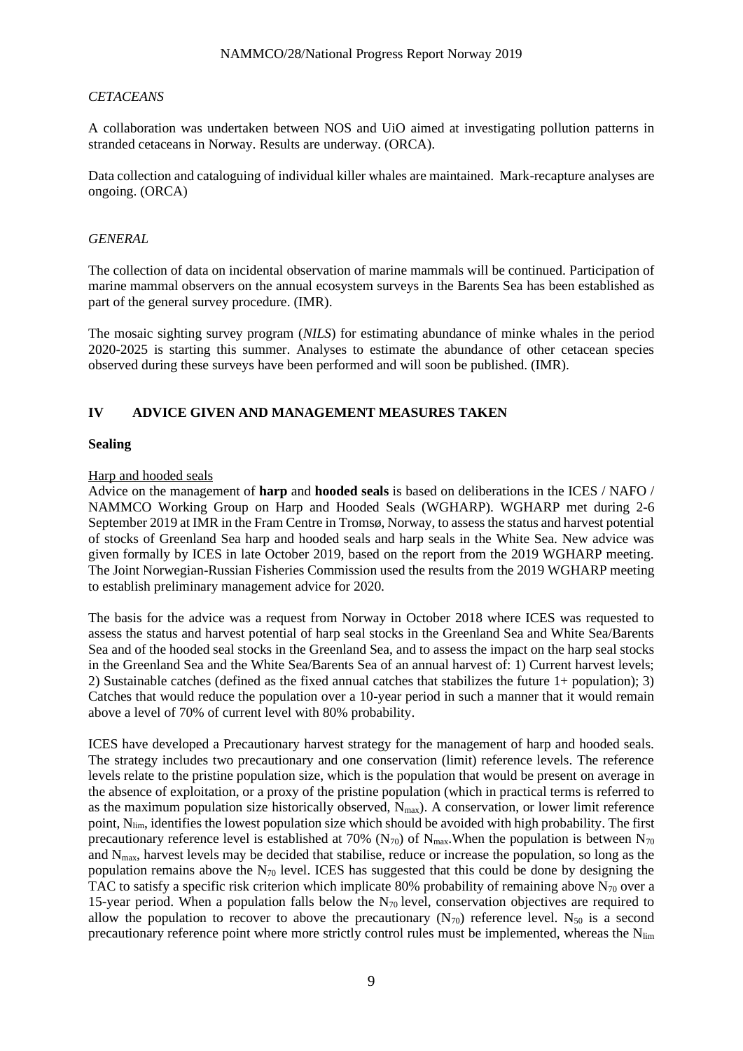*CETACEANS*

A collaboration was undertaken between NOS and UiO aimed at investigating pollution patterns in stranded cetaceans in Norway. Results are underway. (ORCA).

Data collection and cataloguing of individual killer whales are maintained. Mark-recapture analyses are ongoing. (ORCA)

*GENERAL*

The collection of data on incidental observation of marine mammals will be continued. Participation of marine mammal observers on the annual ecosystem surveys in the Barents Sea has been established as part of the general survey procedure. (IMR).

The mosaic sighting survey program (*NILS*) for estimating abundance of minke whales in the period 2020-2025 is starting this summer. Analyses to estimate the abundance of other cetacean species observed during these surveys have been performed and will soon be published. (IMR).

## IV ADVICE GIVEN AND MANAGEMENT MEASURES TAKEN

### Sealing

Harp and hooded seals

Advice on the management of **harp** and **hooded seals** is based on deliberations in the ICES / NAFO / NAMMCO Working Group on Harp and Hooded Seals (WGHARP). WGHARP met during 2-6 September 2019 at IMR in the Fram Centre in Tromsø, Norway, to assess the status and harvest potential of stocks of Greenland Sea harp and hooded seals and harp seals in the White Sea. New advice was given formally by ICES in late October 2019, based on the report from the 2019 WGHARP meeting. The Joint Norwegian-Russian Fisheries Commission used the results from the 2019 WGHARP meeting to establish preliminary management advice for 2020.

The basis for the advice was a request from Norway in October 2018 where ICES was requested to assess the status and harvest potential of harp seal stocks in the Greenland Sea and White Sea/Barents Sea and of the hooded seal stocks in the Greenland Sea, and to assess the impact on the harp seal stocks in the Greenland Sea and the White Sea/Barents Sea of an annual harvest of: 1) Current harvest levels; 2) Sustainable catches (defined as the fixed annual catches that stabilizes the future 1+ population); 3) Catches that would reduce the population over a 10-year period in such a manner that it would remain above a level of 70% of current level with 80% probability.

ICES have developed a Precautionary harvest strategy for the management of harp and hooded seals. The strategy includes two precautionary and one conservation (limit) reference levels. The reference levels relate to the pristine population size, which is the population that would be present on average in the absence of exploitation, or a proxy of the pristine population (which in practical terms is referred to as the maximum population size historically observed, $N_{max}$). A conservation, or lower limit reference point, $N_{lim}$, identifies the lowest population size which should be avoided with high probability. The first precautionary reference level is established at 70% ($N_{70}$) of $N_{max}$.When the population is between $N_{70}$ and $N_{max}$, harvest levels may be decided that stabilise, reduce or increase the population, so long as the population remains above the $N_{70}$ level. ICES has suggested that this could be done by designing the TAC to satisfy a specific risk criterion which implicate 80% probability of remaining above $N_{70}$ over a 15-year period. When a population falls below the $N_{70}$ level, conservation objectives are required to allow the population to recover to above the precautionary ($N_{70}$) reference level. $N_{50}$ is a second precautionary reference point where more strictly control rules must be implemented, whereas the $N_{lim}$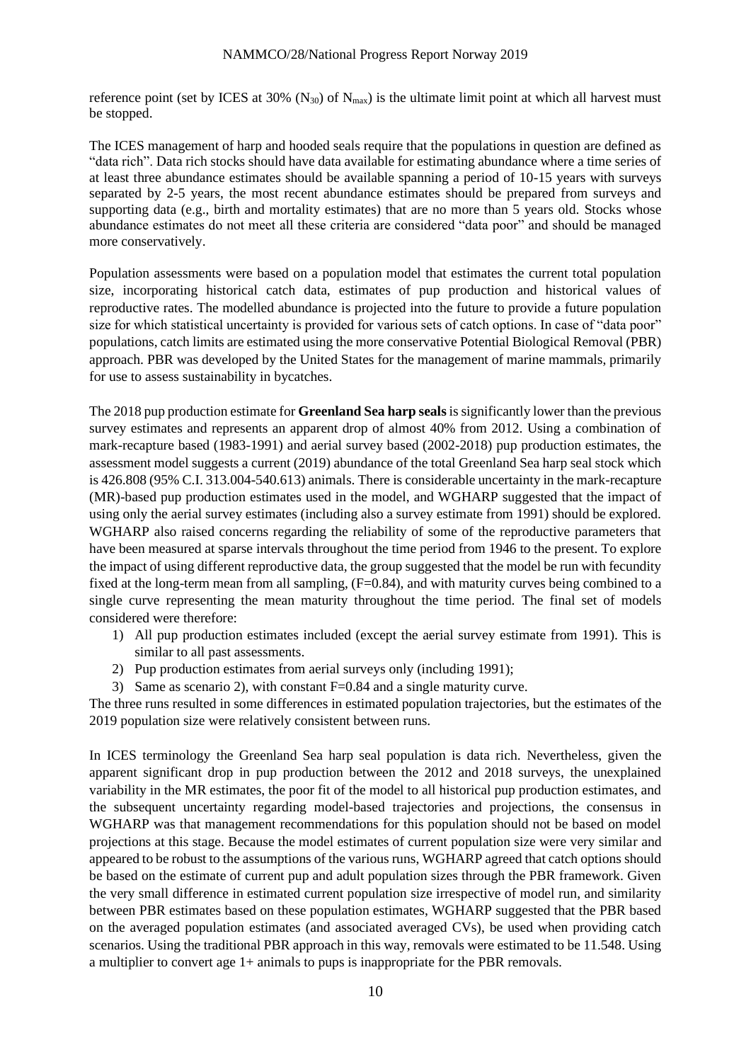reference point (set by ICES at 30% ($N_{30}$) of $N_{max}$) is the ultimate limit point at which all harvest must be stopped.

The ICES management of harp and hooded seals require that the populations in question are defined as "data rich". Data rich stocks should have data available for estimating abundance where a time series of at least three abundance estimates should be available spanning a period of 10-15 years with surveys separated by 2-5 years, the most recent abundance estimates should be prepared from surveys and supporting data (e.g., birth and mortality estimates) that are no more than 5 years old. Stocks whose abundance estimates do not meet all these criteria are considered "data poor" and should be managed more conservatively.

Population assessments were based on a population model that estimates the current total population size, incorporating historical catch data, estimates of pup production and historical values of reproductive rates. The modelled abundance is projected into the future to provide a future population size for which statistical uncertainty is provided for various sets of catch options. In case of "data poor" populations, catch limits are estimated using the more conservative Potential Biological Removal (PBR) approach. PBR was developed by the United States for the management of marine mammals, primarily for use to assess sustainability in bycatches.

The 2018 pup production estimate for **Greenland Sea harp seals** is significantly lower than the previous survey estimates and represents an apparent drop of almost 40% from 2012. Using a combination of mark-recapture based (1983-1991) and aerial survey based (2002-2018) pup production estimates, the assessment model suggests a current (2019) abundance of the total Greenland Sea harp seal stock which is 426.808 (95% C.I. 313.004-540.613) animals. There is considerable uncertainty in the mark-recapture (MR)-based pup production estimates used in the model, and WGHARP suggested that the impact of using only the aerial survey estimates (including also a survey estimate from 1991) should be explored. WGHARP also raised concerns regarding the reliability of some of the reproductive parameters that have been measured at sparse intervals throughout the time period from 1946 to the present. To explore the impact of using different reproductive data, the group suggested that the model be run with fecundity fixed at the long-term mean from all sampling, (F=0.84), and with maturity curves being combined to a single curve representing the mean maturity throughout the time period. The final set of models considered were therefore:

1) All pup production estimates included (except the aerial survey estimate from 1991). This is similar to all past assessments.
2) Pup production estimates from aerial surveys only (including 1991);
3) Same as scenario 2), with constant F=0.84 and a single maturity curve.

The three runs resulted in some differences in estimated population trajectories, but the estimates of the 2019 population size were relatively consistent between runs.

In ICES terminology the Greenland Sea harp seal population is data rich. Nevertheless, given the apparent significant drop in pup production between the 2012 and 2018 surveys, the unexplained variability in the MR estimates, the poor fit of the model to all historical pup production estimates, and the subsequent uncertainty regarding model-based trajectories and projections, the consensus in WGHARP was that management recommendations for this population should not be based on model projections at this stage. Because the model estimates of current population size were very similar and appeared to be robust to the assumptions of the various runs, WGHARP agreed that catch options should be based on the estimate of current pup and adult population sizes through the PBR framework. Given the very small difference in estimated current population size irrespective of model run, and similarity between PBR estimates based on these population estimates, WGHARP suggested that the PBR based on the averaged population estimates (and associated averaged CVs), be used when providing catch scenarios. Using the traditional PBR approach in this way, removals were estimated to be 11.548. Using a multiplier to convert age 1+ animals to pups is inappropriate for the PBR removals.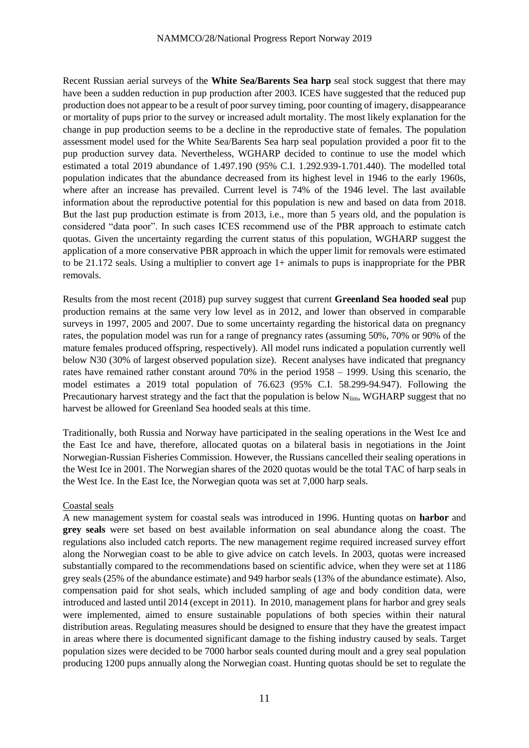Recent Russian aerial surveys of the **White Sea/Barents Sea harp** seal stock suggest that there may have been a sudden reduction in pup production after 2003. ICES have suggested that the reduced pup production does not appear to be a result of poor survey timing, poor counting of imagery, disappearance or mortality of pups prior to the survey or increased adult mortality. The most likely explanation for the change in pup production seems to be a decline in the reproductive state of females. The population assessment model used for the White Sea/Barents Sea harp seal population provided a poor fit to the pup production survey data. Nevertheless, WGHARP decided to continue to use the model which estimated a total 2019 abundance of 1.497.190 (95% C.I. 1.292.939-1.701.440). The modelled total population indicates that the abundance decreased from its highest level in 1946 to the early 1960s, where after an increase has prevailed. Current level is 74% of the 1946 level. The last available information about the reproductive potential for this population is new and based on data from 2018. But the last pup production estimate is from 2013, i.e., more than 5 years old, and the population is considered "data poor". In such cases ICES recommend use of the PBR approach to estimate catch quotas. Given the uncertainty regarding the current status of this population, WGHARP suggest the application of a more conservative PBR approach in which the upper limit for removals were estimated to be 21.172 seals. Using a multiplier to convert age 1+ animals to pups is inappropriate for the PBR removals.

Results from the most recent (2018) pup survey suggest that current **Greenland Sea hooded seal** pup production remains at the same very low level as in 2012, and lower than observed in comparable surveys in 1997, 2005 and 2007. Due to some uncertainty regarding the historical data on pregnancy rates, the population model was run for a range of pregnancy rates (assuming 50%, 70% or 90% of the mature females produced offspring, respectively). All model runs indicated a population currently well below N30 (30% of largest observed population size). Recent analyses have indicated that pregnancy rates have remained rather constant around 70% in the period 1958 – 1999. Using this scenario, the model estimates a 2019 total population of 76.623 (95% C.I. 58.299-94.947). Following the Precautionary harvest strategy and the fact that the population is below $N_{lim}$, WGHARP suggest that no harvest be allowed for Greenland Sea hooded seals at this time.

Traditionally, both Russia and Norway have participated in the sealing operations in the West Ice and the East Ice and have, therefore, allocated quotas on a bilateral basis in negotiations in the Joint Norwegian-Russian Fisheries Commission. However, the Russians cancelled their sealing operations in the West Ice in 2001. The Norwegian shares of the 2020 quotas would be the total TAC of harp seals in the West Ice. In the East Ice, the Norwegian quota was set at 7,000 harp seals.

Coastal seals

A new management system for coastal seals was introduced in 1996. Hunting quotas on **harbor** and **grey seals** were set based on best available information on seal abundance along the coast. The regulations also included catch reports. The new management regime required increased survey effort along the Norwegian coast to be able to give advice on catch levels. In 2003, quotas were increased substantially compared to the recommendations based on scientific advice, when they were set at 1186 grey seals (25% of the abundance estimate) and 949 harbor seals (13% of the abundance estimate). Also, compensation paid for shot seals, which included sampling of age and body condition data, were introduced and lasted until 2014 (except in 2011). In 2010, management plans for harbor and grey seals were implemented, aimed to ensure sustainable populations of both species within their natural distribution areas. Regulating measures should be designed to ensure that they have the greatest impact in areas where there is documented significant damage to the fishing industry caused by seals. Target population sizes were decided to be 7000 harbor seals counted during moult and a grey seal population producing 1200 pups annually along the Norwegian coast. Hunting quotas should be set to regulate the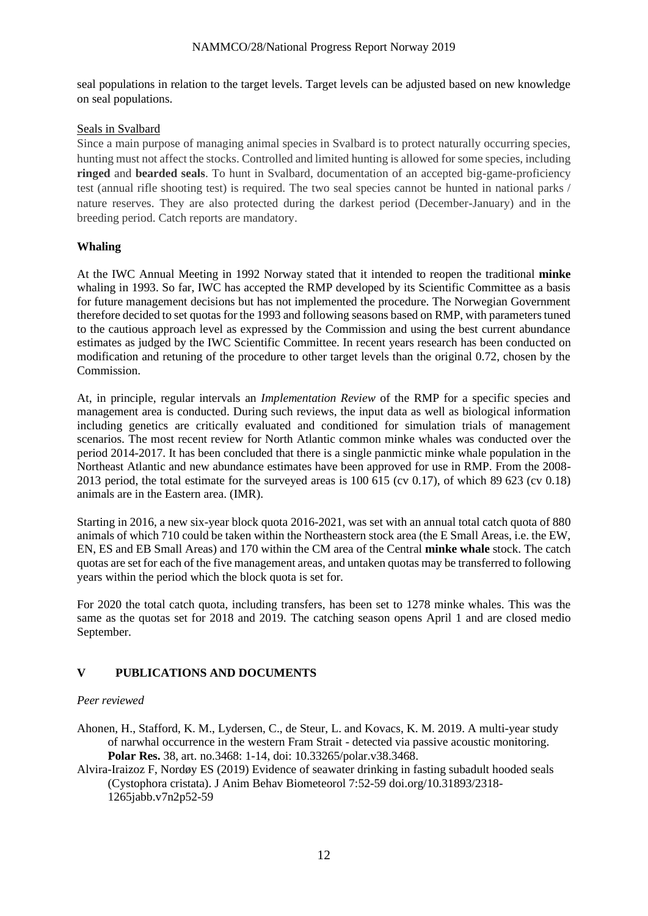seal populations in relation to the target levels. Target levels can be adjusted based on new knowledge on seal populations.

Seals in Svalbard

Since a main purpose of managing animal species in Svalbard is to protect naturally occurring species, hunting must not affect the stocks. Controlled and limited hunting is allowed for some species, including **ringed** and **bearded seals**. To hunt in Svalbard, documentation of an accepted big-game-proficiency test (annual rifle shooting test) is required. The two seal species cannot be hunted in national parks / nature reserves. They are also protected during the darkest period (December-January) and in the breeding period. Catch reports are mandatory.

## Whaling

At the IWC Annual Meeting in 1992 Norway stated that it intended to reopen the traditional **minke** whaling in 1993. So far, IWC has accepted the RMP developed by its Scientific Committee as a basis for future management decisions but has not implemented the procedure. The Norwegian Government therefore decided to set quotas for the 1993 and following seasons based on RMP, with parameters tuned to the cautious approach level as expressed by the Commission and using the best current abundance estimates as judged by the IWC Scientific Committee. In recent years research has been conducted on modification and retuning of the procedure to other target levels than the original 0.72, chosen by the Commission.

At, in principle, regular intervals an *Implementation Review* of the RMP for a specific species and management area is conducted. During such reviews, the input data as well as biological information including genetics are critically evaluated and conditioned for simulation trials of management scenarios. The most recent review for North Atlantic common minke whales was conducted over the period 2014-2017. It has been concluded that there is a single panmictic minke whale population in the Northeast Atlantic and new abundance estimates have been approved for use in RMP. From the 2008-2013 period, the total estimate for the surveyed areas is 100 615 (cv 0.17), of which 89 623 (cv 0.18) animals are in the Eastern area. (IMR).

Starting in 2016, a new six-year block quota 2016-2021, was set with an annual total catch quota of 880 animals of which 710 could be taken within the Northeastern stock area (the E Small Areas, i.e. the EW, EN, ES and EB Small Areas) and 170 within the CM area of the Central **minke whale** stock. The catch quotas are set for each of the five management areas, and untaken quotas may be transferred to following years within the period which the block quota is set for.

For 2020 the total catch quota, including transfers, has been set to 1278 minke whales. This was the same as the quotas set for 2018 and 2019. The catching season opens April 1 and are closed medio September.

# V PUBLICATIONS AND DOCUMENTS

*Peer reviewed*

Ahonen, H., Stafford, K. M., Lydersen, C., de Steur, L. and Kovacs, K. M. 2019. A multi-year study of narwhal occurrence in the western Fram Strait - detected via passive acoustic monitoring. **Polar Res.** 38, art. no.3468: 1-14, doi: 10.33265/polar.v38.3468.

Alvira-Iraizoz F, Nordøy ES (2019) Evidence of seawater drinking in fasting subadult hooded seals (Cystophora cristata). J Anim Behav Biometeorol 7:52-59 doi.org/10.31893/2318-1265jabb.v7n2p52-59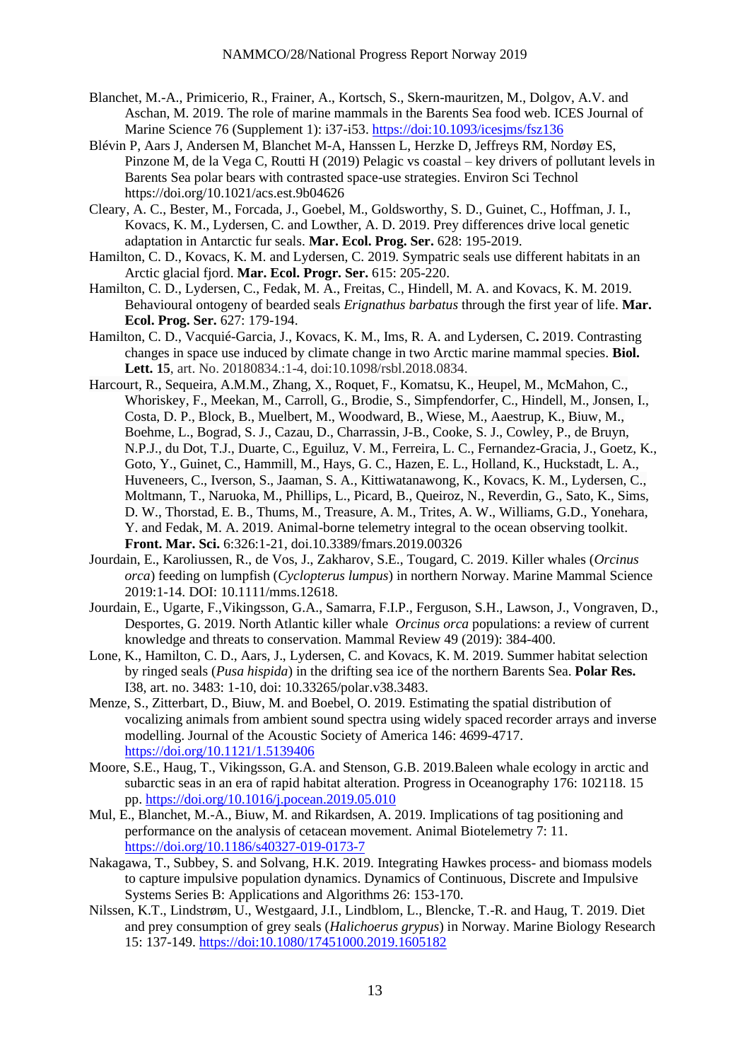Blanchet, M.-A., Primicerio, R., Frainer, A., Kortsch, S., Skern-mauritzen, M., Dolgov, A.V. and Aschan, M. 2019. The role of marine mammals in the Barents Sea food web. ICES Journal of Marine Science 76 (Supplement 1): i37-i53. https://doi:10.1093/icesjms/fsz136

Blévin P, Aars J, Andersen M, Blanchet M-A, Hanssen L, Herzke D, Jeffreys RM, Nordøy ES, Pinzone M, de la Vega C, Routti H (2019) Pelagic vs coastal – key drivers of pollutant levels in Barents Sea polar bears with contrasted space-use strategies. Environ Sci Technol https://doi.org/10.1021/acs.est.9b04626

Cleary, A. C., Bester, M., Forcada, J., Goebel, M., Goldsworthy, S. D., Guinet, C., Hoffman, J. I., Kovacs, K. M., Lydersen, C. and Lowther, A. D. 2019. Prey differences drive local genetic adaptation in Antarctic fur seals. **Mar. Ecol. Prog. Ser.** 628: 195-2019.

Hamilton, C. D., Kovacs, K. M. and Lydersen, C. 2019. Sympatric seals use different habitats in an Arctic glacial fjord. **Mar. Ecol. Progr. Ser.** 615: 205-220.

Hamilton, C. D., Lydersen, C., Fedak, M. A., Freitas, C., Hindell, M. A. and Kovacs, K. M. 2019. Behavioural ontogeny of bearded seals *Erignathus barbatus* through the first year of life. **Mar. Ecol. Prog. Ser.** 627: 179-194.

Hamilton, C. D., Vacquié-Garcia, J., Kovacs, K. M., Ims, R. A. and Lydersen, C**.** 2019. Contrasting changes in space use induced by climate change in two Arctic marine mammal species. **Biol. Lett. 15**, art. No. 20180834.:1-4, doi:10.1098/rsbl.2018.0834.

Harcourt, R., Sequeira, A.M.M., Zhang, X., Roquet, F., Komatsu, K., Heupel, M., McMahon, C., Whoriskey, F., Meekan, M., Carroll, G., Brodie, S., Simpfendorfer, C., Hindell, M., Jonsen, I., Costa, D. P., Block, B., Muelbert, M., Woodward, B., Wiese, M., Aaestrup, K., Biuw, M., Boehme, L., Bograd, S. J., Cazau, D., Charrassin, J-B., Cooke, S. J., Cowley, P., de Bruyn, N.P.J., du Dot, T.J., Duarte, C., Eguiluz, V. M., Ferreira, L. C., Fernandez-Gracia, J., Goetz, K., Goto, Y., Guinet, C., Hammill, M., Hays, G. C., Hazen, E. L., Holland, K., Huckstadt, L. A., Huveneers, C., Iverson, S., Jaaman, S. A., Kittiwatanawong, K., Kovacs, K. M., Lydersen, C., Moltmann, T., Naruoka, M., Phillips, L., Picard, B., Queiroz, N., Reverdin, G., Sato, K., Sims, D. W., Thorstad, E. B., Thums, M., Treasure, A. M., Trites, A. W., Williams, G.D., Yonehara, Y. and Fedak, M. A. 2019. Animal-borne telemetry integral to the ocean observing toolkit. **Front. Mar. Sci.** 6:326:1-21, doi.10.3389/fmars.2019.00326

Jourdain, E., Karoliussen, R., de Vos, J., Zakharov, S.E., Tougard, C. 2019. Killer whales (*Orcinus orca*) feeding on lumpfish (*Cyclopterus lumpus*) in northern Norway. Marine Mammal Science 2019:1-14. DOI: 10.1111/mms.12618.

Jourdain, E., Ugarte, F.,Vikingsson, G.A., Samarra, F.I.P., Ferguson, S.H., Lawson, J., Vongraven, D., Desportes, G. 2019. North Atlantic killer whale *Orcinus orca* populations: a review of current knowledge and threats to conservation. Mammal Review 49 (2019): 384-400.

Lone, K., Hamilton, C. D., Aars, J., Lydersen, C. and Kovacs, K. M. 2019. Summer habitat selection by ringed seals (*Pusa hispida*) in the drifting sea ice of the northern Barents Sea. **Polar Res.** I38, art. no. 3483: 1-10, doi: 10.33265/polar.v38.3483.

Menze, S., Zitterbart, D., Biuw, M. and Boebel, O. 2019. Estimating the spatial distribution of vocalizing animals from ambient sound spectra using widely spaced recorder arrays and inverse modelling. Journal of the Acoustic Society of America 146: 4699-4717. https://doi.org/10.1121/1.5139406

Moore, S.E., Haug, T., Vikingsson, G.A. and Stenson, G.B. 2019.Baleen whale ecology in arctic and subarctic seas in an era of rapid habitat alteration. Progress in Oceanography 176: 102118. 15 pp. https://doi.org/10.1016/j.pocean.2019.05.010

Mul, E., Blanchet, M.-A., Biuw, M. and Rikardsen, A. 2019. Implications of tag positioning and performance on the analysis of cetacean movement. Animal Biotelemetry 7: 11. https://doi.org/10.1186/s40327-019-0173-7

Nakagawa, T., Subbey, S. and Solvang, H.K. 2019. Integrating Hawkes process- and biomass models to capture impulsive population dynamics. Dynamics of Continuous, Discrete and Impulsive Systems Series B: Applications and Algorithms 26: 153-170.

Nilssen, K.T., Lindstrøm, U., Westgaard, J.I., Lindblom, L., Blencke, T.-R. and Haug, T. 2019. Diet and prey consumption of grey seals (*Halichoerus grypus*) in Norway. Marine Biology Research 15: 137-149. https://doi:10.1080/17451000.2019.1605182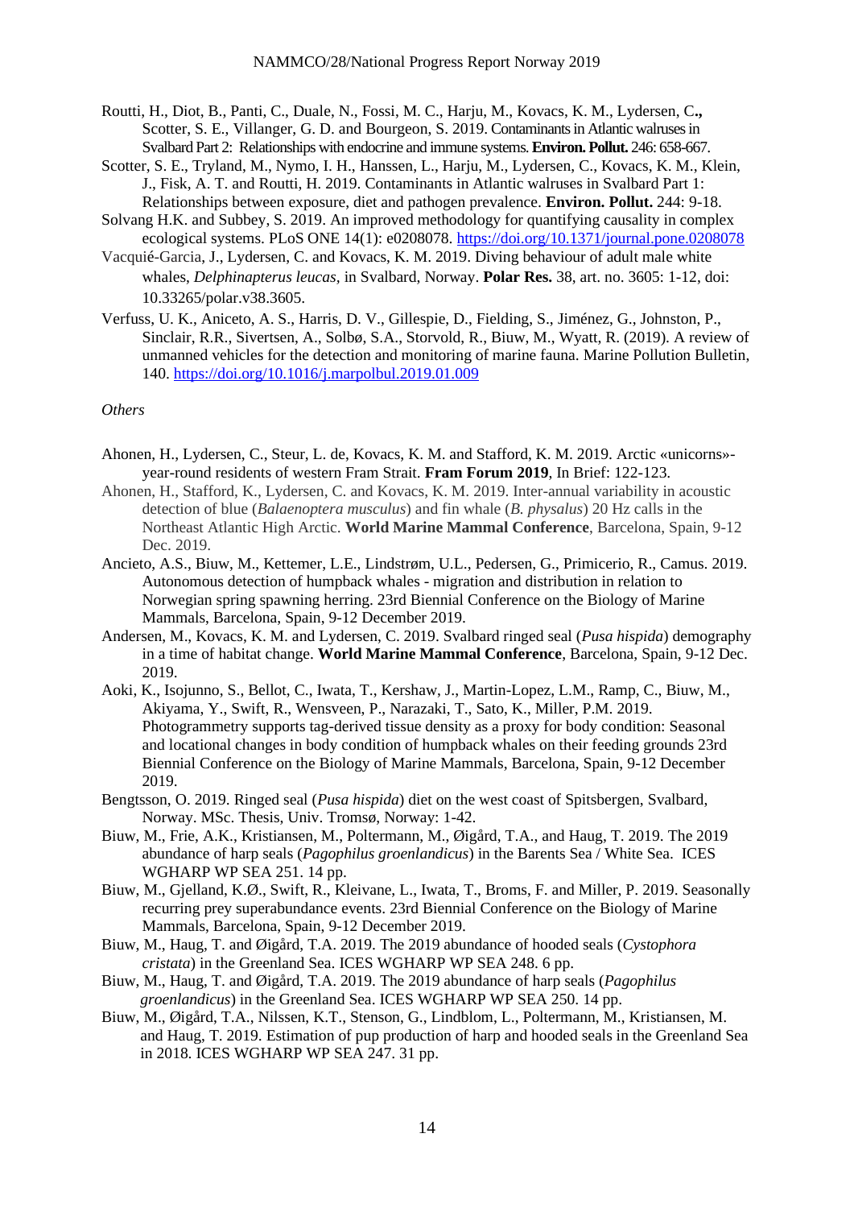Routti, H., Diot, B., Panti, C., Duale, N., Fossi, M. C., Harju, M., Kovacs, K. M., Lydersen, C**.,** Scotter, S. E., Villanger, G. D. and Bourgeon, S. 2019. Contaminants in Atlantic walruses in Svalbard Part 2: Relationships with endocrine and immune systems. **Environ. Pollut.** 246: 658-667.

Scotter, S. E., Tryland, M., Nymo, I. H., Hanssen, L., Harju, M., Lydersen, C., Kovacs, K. M., Klein, J., Fisk, A. T. and Routti, H. 2019. Contaminants in Atlantic walruses in Svalbard Part 1: Relationships between exposure, diet and pathogen prevalence. **Environ. Pollut.** 244: 9-18.

Solvang H.K. and Subbey, S. 2019. An improved methodology for quantifying causality in complex ecological systems. PLoS ONE 14(1): e0208078. https://doi.org/10.1371/journal.pone.0208078

Vacquié-Garcia, J., Lydersen, C. and Kovacs, K. M. 2019. Diving behaviour of adult male white whales, *Delphinapterus leucas*, in Svalbard, Norway. **Polar Res.** 38, art. no. 3605: 1-12, doi: 10.33265/polar.v38.3605.

Verfuss, U. K., Aniceto, A. S., Harris, D. V., Gillespie, D., Fielding, S., Jiménez, G., Johnston, P., Sinclair, R.R., Sivertsen, A., Solbø, S.A., Storvold, R., Biuw, M., Wyatt, R. (2019). A review of unmanned vehicles for the detection and monitoring of marine fauna. Marine Pollution Bulletin, 140. https://doi.org/10.1016/j.marpolbul.2019.01.009

*Others*

Ahonen, H., Lydersen, C., Steur, L. de, Kovacs, K. M. and Stafford, K. M. 2019. Arctic «unicorns»- year-round residents of western Fram Strait. **Fram Forum 2019**, In Brief: 122-123.

Ahonen, H., Stafford, K., Lydersen, C. and Kovacs, K. M. 2019. Inter-annual variability in acoustic detection of blue (*Balaenoptera musculus*) and fin whale (*B. physalus*) 20 Hz calls in the Northeast Atlantic High Arctic. **World Marine Mammal Conference**, Barcelona, Spain, 9-12 Dec. 2019.

Ancieto, A.S., Biuw, M., Kettemer, L.E., Lindstrøm, U.L., Pedersen, G., Primicerio, R., Camus. 2019. Autonomous detection of humpback whales - migration and distribution in relation to Norwegian spring spawning herring. 23rd Biennial Conference on the Biology of Marine Mammals, Barcelona, Spain, 9-12 December 2019.

Andersen, M., Kovacs, K. M. and Lydersen, C. 2019. Svalbard ringed seal (*Pusa hispida*) demography in a time of habitat change. **World Marine Mammal Conference**, Barcelona, Spain, 9-12 Dec. 2019.

Aoki, K., Isojunno, S., Bellot, C., Iwata, T., Kershaw, J., Martin-Lopez, L.M., Ramp, C., Biuw, M., Akiyama, Y., Swift, R., Wensveen, P., Narazaki, T., Sato, K., Miller, P.M. 2019. Photogrammetry supports tag-derived tissue density as a proxy for body condition: Seasonal and locational changes in body condition of humpback whales on their feeding grounds 23rd Biennial Conference on the Biology of Marine Mammals, Barcelona, Spain, 9-12 December 2019.

Bengtsson, O. 2019. Ringed seal (*Pusa hispida*) diet on the west coast of Spitsbergen, Svalbard, Norway. MSc. Thesis, Univ. Tromsø, Norway: 1-42.

Biuw, M., Frie, A.K., Kristiansen, M., Poltermann, M., Øigård, T.A., and Haug, T. 2019. The 2019 abundance of harp seals (*Pagophilus groenlandicus*) in the Barents Sea / White Sea. ICES WGHARP WP SEA 251. 14 pp.

Biuw, M., Gjelland, K.Ø., Swift, R., Kleivane, L., Iwata, T., Broms, F. and Miller, P. 2019. Seasonally recurring prey superabundance events. 23rd Biennial Conference on the Biology of Marine Mammals, Barcelona, Spain, 9-12 December 2019.

Biuw, M., Haug, T. and Øigård, T.A. 2019. The 2019 abundance of hooded seals (*Cystophora cristata*) in the Greenland Sea. ICES WGHARP WP SEA 248. 6 pp.

Biuw, M., Haug, T. and Øigård, T.A. 2019. The 2019 abundance of harp seals (*Pagophilus groenlandicus*) in the Greenland Sea. ICES WGHARP WP SEA 250. 14 pp.

Biuw, M., Øigård, T.A., Nilssen, K.T., Stenson, G., Lindblom, L., Poltermann, M., Kristiansen, M. and Haug, T. 2019. Estimation of pup production of harp and hooded seals in the Greenland Sea in 2018. ICES WGHARP WP SEA 247. 31 pp.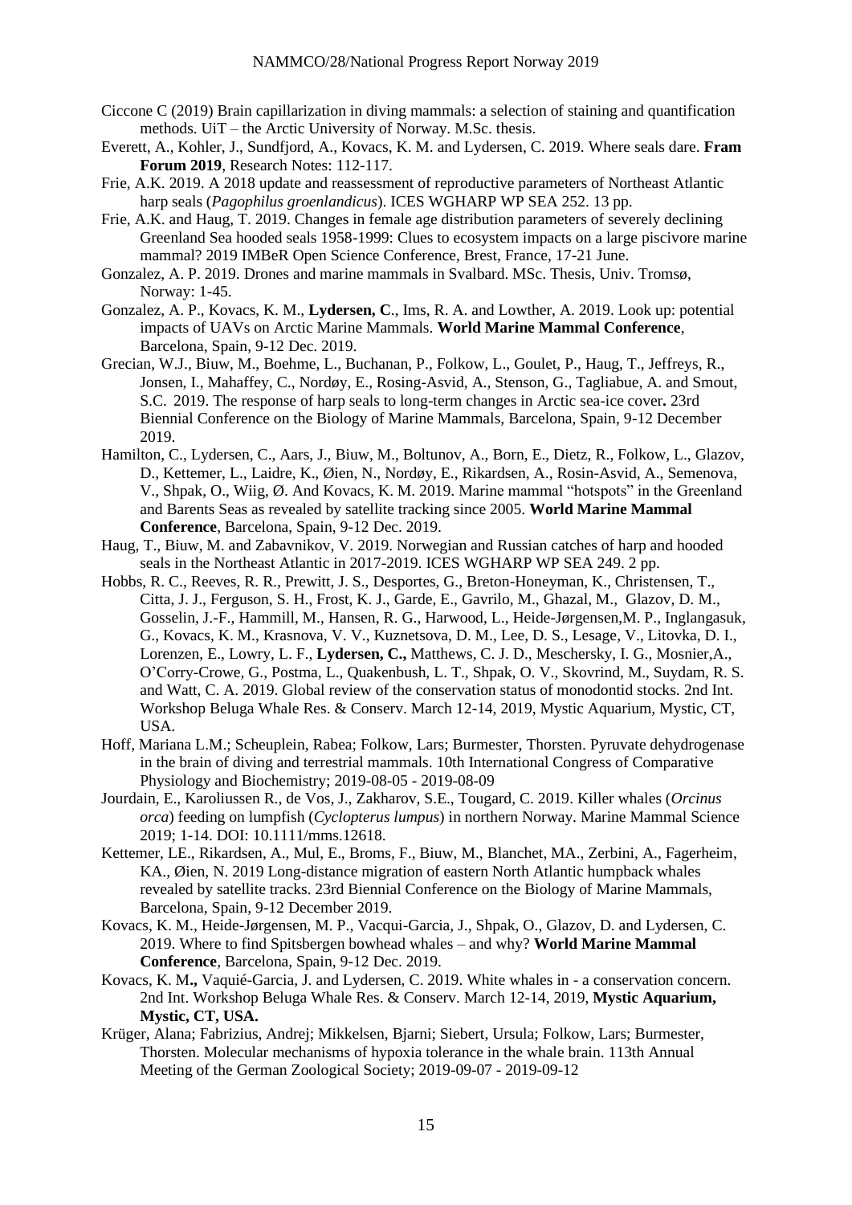Ciccone C (2019) Brain capillarization in diving mammals: a selection of staining and quantification methods. UiT – the Arctic University of Norway. M.Sc. thesis.

Everett, A., Kohler, J., Sundfjord, A., Kovacs, K. M. and Lydersen, C. 2019. Where seals dare. **Fram Forum 2019**, Research Notes: 112-117.

Frie, A.K. 2019. A 2018 update and reassessment of reproductive parameters of Northeast Atlantic harp seals (*Pagophilus groenlandicus*). ICES WGHARP WP SEA 252. 13 pp.

Frie, A.K. and Haug, T. 2019. Changes in female age distribution parameters of severely declining Greenland Sea hooded seals 1958-1999: Clues to ecosystem impacts on a large piscivore marine mammal? 2019 IMBeR Open Science Conference, Brest, France, 17-21 June.

Gonzalez, A. P. 2019. Drones and marine mammals in Svalbard. MSc. Thesis, Univ. Tromsø, Norway: 1-45.

Gonzalez, A. P., Kovacs, K. M., **Lydersen, C**., Ims, R. A. and Lowther, A. 2019. Look up: potential impacts of UAVs on Arctic Marine Mammals. **World Marine Mammal Conference**, Barcelona, Spain, 9-12 Dec. 2019.

Grecian, W.J., Biuw, M., Boehme, L., Buchanan, P., Folkow, L., Goulet, P., Haug, T., Jeffreys, R., Jonsen, I., Mahaffey, C., Nordøy, E., Rosing-Asvid, A., Stenson, G., Tagliabue, A. and Smout, S.C. 2019. The response of harp seals to long-term changes in Arctic sea-ice cover**.** 23rd Biennial Conference on the Biology of Marine Mammals, Barcelona, Spain, 9-12 December 2019.

Hamilton, C., Lydersen, C., Aars, J., Biuw, M., Boltunov, A., Born, E., Dietz, R., Folkow, L., Glazov, D., Kettemer, L., Laidre, K., Øien, N., Nordøy, E., Rikardsen, A., Rosin-Asvid, A., Semenova, V., Shpak, O., Wiig, Ø. And Kovacs, K. M. 2019. Marine mammal "hotspots" in the Greenland and Barents Seas as revealed by satellite tracking since 2005. **World Marine Mammal Conference**, Barcelona, Spain, 9-12 Dec. 2019.

Haug, T., Biuw, M. and Zabavnikov, V. 2019. Norwegian and Russian catches of harp and hooded seals in the Northeast Atlantic in 2017-2019. ICES WGHARP WP SEA 249. 2 pp.

Hobbs, R. C., Reeves, R. R., Prewitt, J. S., Desportes, G., Breton-Honeyman, K., Christensen, T., Citta, J. J., Ferguson, S. H., Frost, K. J., Garde, E., Gavrilo, M., Ghazal, M., Glazov, D. M., Gosselin, J.-F., Hammill, M., Hansen, R. G., Harwood, L., Heide-Jørgensen,M. P., Inglangasuk, G., Kovacs, K. M., Krasnova, V. V., Kuznetsova, D. M., Lee, D. S., Lesage, V., Litovka, D. I., Lorenzen, E., Lowry, L. F., **Lydersen, C.,** Matthews, C. J. D., Meschersky, I. G., Mosnier,A., O'Corry-Crowe, G., Postma, L., Quakenbush, L. T., Shpak, O. V., Skovrind, M., Suydam, R. S. and Watt, C. A. 2019. Global review of the conservation status of monodontid stocks. 2nd Int. Workshop Beluga Whale Res. & Conserv. March 12-14, 2019, Mystic Aquarium, Mystic, CT, USA.

Hoff, Mariana L.M.; Scheuplein, Rabea; Folkow, Lars; Burmester, Thorsten. Pyruvate dehydrogenase in the brain of diving and terrestrial mammals. 10th International Congress of Comparative Physiology and Biochemistry; 2019-08-05 - 2019-08-09

Jourdain, E., Karoliussen R., de Vos, J., Zakharov, S.E., Tougard, C. 2019. Killer whales (*Orcinus orca*) feeding on lumpfish (*Cyclopterus lumpus*) in northern Norway. Marine Mammal Science 2019; 1-14. DOI: 10.1111/mms.12618.

Kettemer, LE., Rikardsen, A., Mul, E., Broms, F., Biuw, M., Blanchet, MA., Zerbini, A., Fagerheim, KA., Øien, N. 2019 Long-distance migration of eastern North Atlantic humpback whales revealed by satellite tracks. 23rd Biennial Conference on the Biology of Marine Mammals, Barcelona, Spain, 9-12 December 2019.

Kovacs, K. M., Heide-Jørgensen, M. P., Vacqui-Garcia, J., Shpak, O., Glazov, D. and Lydersen, C. 2019. Where to find Spitsbergen bowhead whales – and why? **World Marine Mammal Conference**, Barcelona, Spain, 9-12 Dec. 2019.

Kovacs, K. M**.,** Vaquié-Garcia, J. and Lydersen, C. 2019. White whales in - a conservation concern. 2nd Int. Workshop Beluga Whale Res. & Conserv. March 12-14, 2019, **Mystic Aquarium, Mystic, CT, USA.**

Krüger, Alana; Fabrizius, Andrej; Mikkelsen, Bjarni; Siebert, Ursula; Folkow, Lars; Burmester, Thorsten. Molecular mechanisms of hypoxia tolerance in the whale brain. 113th Annual Meeting of the German Zoological Society; 2019-09-07 - 2019-09-12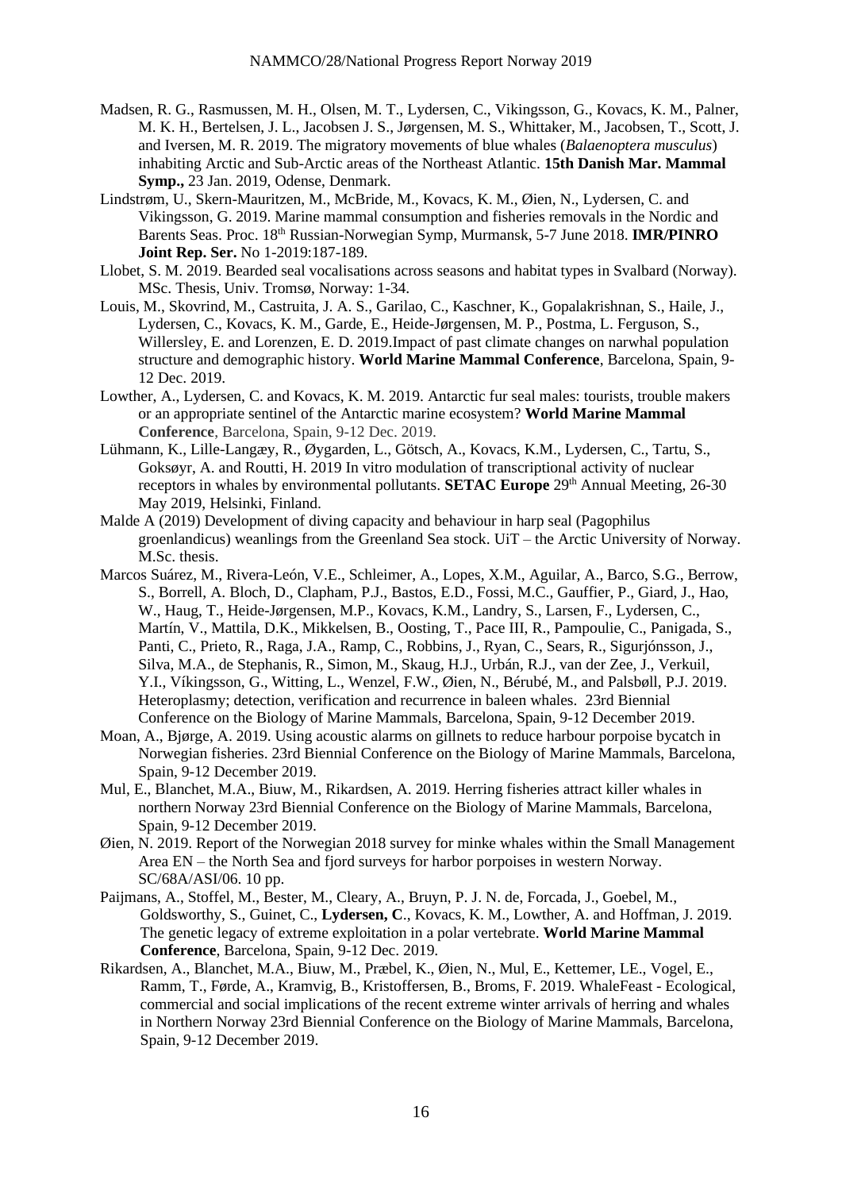Madsen, R. G., Rasmussen, M. H., Olsen, M. T., Lydersen, C., Vikingsson, G., Kovacs, K. M., Palner, M. K. H., Bertelsen, J. L., Jacobsen J. S., Jørgensen, M. S., Whittaker, M., Jacobsen, T., Scott, J. and Iversen, M. R. 2019. The migratory movements of blue whales (*Balaenoptera musculus*) inhabiting Arctic and Sub-Arctic areas of the Northeast Atlantic. **15th Danish Mar. Mammal Symp.,** 23 Jan. 2019, Odense, Denmark.

Lindstrøm, U., Skern-Mauritzen, M., McBride, M., Kovacs, K. M., Øien, N., Lydersen, C. and Vikingsson, G. 2019. Marine mammal consumption and fisheries removals in the Nordic and Barents Seas. Proc. 18th Russian-Norwegian Symp, Murmansk, 5-7 June 2018. **IMR/PINRO Joint Rep. Ser.** No 1-2019:187-189.

Llobet, S. M. 2019. Bearded seal vocalisations across seasons and habitat types in Svalbard (Norway). MSc. Thesis, Univ. Tromsø, Norway: 1-34.

Louis, M., Skovrind, M., Castruita, J. A. S., Garilao, C., Kaschner, K., Gopalakrishnan, S., Haile, J., Lydersen, C., Kovacs, K. M., Garde, E., Heide-Jørgensen, M. P., Postma, L. Ferguson, S., Willersley, E. and Lorenzen, E. D. 2019.Impact of past climate changes on narwhal population structure and demographic history. **World Marine Mammal Conference**, Barcelona, Spain, 9-12 Dec. 2019.

Lowther, A., Lydersen, C. and Kovacs, K. M. 2019. Antarctic fur seal males: tourists, trouble makers or an appropriate sentinel of the Antarctic marine ecosystem? **World Marine Mammal Conference**, Barcelona, Spain, 9-12 Dec. 2019.

Lühmann, K., Lille-Langæy, R., Øygarden, L., Götsch, A., Kovacs, K.M., Lydersen, C., Tartu, S., Goksøyr, A. and Routti, H. 2019 In vitro modulation of transcriptional activity of nuclear receptors in whales by environmental pollutants. **SETAC Europe** 29th Annual Meeting, 26-30 May 2019, Helsinki, Finland.

Malde A (2019) Development of diving capacity and behaviour in harp seal (Pagophilus groenlandicus) weanlings from the Greenland Sea stock. UiT – the Arctic University of Norway. M.Sc. thesis.

Marcos Suárez, M., Rivera-León, V.E., Schleimer, A., Lopes, X.M., Aguilar, A., Barco, S.G., Berrow, S., Borrell, A. Bloch, D., Clapham, P.J., Bastos, E.D., Fossi, M.C., Gauffier, P., Giard, J., Hao, W., Haug, T., Heide-Jørgensen, M.P., Kovacs, K.M., Landry, S., Larsen, F., Lydersen, C., Martín, V., Mattila, D.K., Mikkelsen, B., Oosting, T., Pace III, R., Pampoulie, C., Panigada, S., Panti, C., Prieto, R., Raga, J.A., Ramp, C., Robbins, J., Ryan, C., Sears, R., Sigurjónsson, J., Silva, M.A., de Stephanis, R., Simon, M., Skaug, H.J., Urbán, R.J., van der Zee, J., Verkuil, Y.I., Víkingsson, G., Witting, L., Wenzel, F.W., Øien, N., Bérubé, M., and Palsbøll, P.J. 2019. Heteroplasmy; detection, verification and recurrence in baleen whales. 23rd Biennial Conference on the Biology of Marine Mammals, Barcelona, Spain, 9-12 December 2019.

Moan, A., Bjørge, A. 2019. Using acoustic alarms on gillnets to reduce harbour porpoise bycatch in Norwegian fisheries. 23rd Biennial Conference on the Biology of Marine Mammals, Barcelona, Spain, 9-12 December 2019.

Mul, E., Blanchet, M.A., Biuw, M., Rikardsen, A. 2019. Herring fisheries attract killer whales in northern Norway 23rd Biennial Conference on the Biology of Marine Mammals, Barcelona, Spain, 9-12 December 2019.

Øien, N. 2019. Report of the Norwegian 2018 survey for minke whales within the Small Management Area EN – the North Sea and fjord surveys for harbor porpoises in western Norway. SC/68A/ASI/06. 10 pp.

Paijmans, A., Stoffel, M., Bester, M., Cleary, A., Bruyn, P. J. N. de, Forcada, J., Goebel, M., Goldsworthy, S., Guinet, C., **Lydersen, C**., Kovacs, K. M., Lowther, A. and Hoffman, J. 2019. The genetic legacy of extreme exploitation in a polar vertebrate. **World Marine Mammal Conference**, Barcelona, Spain, 9-12 Dec. 2019.

Rikardsen, A., Blanchet, M.A., Biuw, M., Præbel, K., Øien, N., Mul, E., Kettemer, LE., Vogel, E., Ramm, T., Førde, A., Kramvig, B., Kristoffersen, B., Broms, F. 2019. WhaleFeast - Ecological, commercial and social implications of the recent extreme winter arrivals of herring and whales in Northern Norway 23rd Biennial Conference on the Biology of Marine Mammals, Barcelona, Spain, 9-12 December 2019.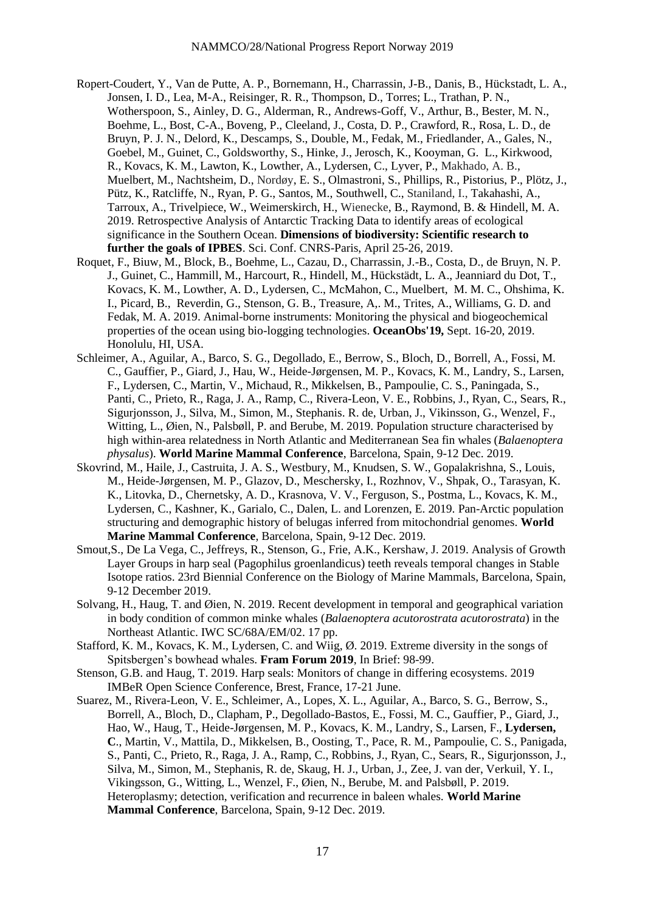Ropert-Coudert, Y., Van de Putte, A. P., Bornemann, H., Charrassin, J-B., Danis, B., Hückstadt, L. A., Jonsen, I. D., Lea, M-A., Reisinger, R. R., Thompson, D., Torres; L., Trathan, P. N., Wotherspoon, S., Ainley, D. G., Alderman, R., Andrews-Goff, V., Arthur, B., Bester, M. N., Boehme, L., Bost, C-A., Boveng, P., Cleeland, J., Costa, D. P., Crawford, R., Rosa, L. D., de Bruyn, P. J. N., Delord, K., Descamps, S., Double, M., Fedak, M., Friedlander, A., Gales, N., Goebel, M., Guinet, C., Goldsworthy, S., Hinke, J., Jerosch, K., Kooyman, G. L., Kirkwood, R., Kovacs, K. M., Lawton, K., Lowther, A., Lydersen, C., Lyver, P., Makhado, A. B., Muelbert, M., Nachtsheim, D., Nordøy, E. S., Olmastroni, S., Phillips, R., Pistorius, P., Plötz, J., Pütz, K., Ratcliffe, N., Ryan, P. G., Santos, M., Southwell, C., Staniland, I., Takahashi, A., Tarroux, A., Trivelpiece, W., Weimerskirch, H., Wienecke, B., Raymond, B. & Hindell, M. A. 2019. Retrospective Analysis of Antarctic Tracking Data to identify areas of ecological significance in the Southern Ocean. **Dimensions of biodiversity: Scientific research to further the goals of IPBES**. Sci. Conf. CNRS-Paris, April 25-26, 2019.

Roquet, F., Biuw, M., Block, B., Boehme, L., Cazau, D., Charrassin, J.-B., Costa, D., de Bruyn, N. P. J., Guinet, C., Hammill, M., Harcourt, R., Hindell, M., Hückstädt, L. A., Jeanniard du Dot, T., Kovacs, K. M., Lowther, A. D., Lydersen, C., McMahon, C., Muelbert, M. M. C., Ohshima, K. I., Picard, B., Reverdin, G., Stenson, G. B., Treasure, A,. M., Trites, A., Williams, G. D. and Fedak, M. A. 2019. Animal-borne instruments: Monitoring the physical and biogeochemical properties of the ocean using bio-logging technologies. **OceanObs'19,** Sept. 16-20, 2019. Honolulu, HI, USA.

Schleimer, A., Aguilar, A., Barco, S. G., Degollado, E., Berrow, S., Bloch, D., Borrell, A., Fossi, M. C., Gauffier, P., Giard, J., Hau, W., Heide-Jørgensen, M. P., Kovacs, K. M., Landry, S., Larsen, F., Lydersen, C., Martin, V., Michaud, R., Mikkelsen, B., Pampoulie, C. S., Paningada, S., Panti, C., Prieto, R., Raga, J. A., Ramp, C., Rivera-Leon, V. E., Robbins, J., Ryan, C., Sears, R., Sigurjonsson, J., Silva, M., Simon, M., Stephanis. R. de, Urban, J., Vikinsson, G., Wenzel, F., Witting, L., Øien, N., Palsbøll, P. and Berube, M. 2019. Population structure characterised by high within-area relatedness in North Atlantic and Mediterranean Sea fin whales (*Balaenoptera physalus*). **World Marine Mammal Conference**, Barcelona, Spain, 9-12 Dec. 2019.

Skovrind, M., Haile, J., Castruita, J. A. S., Westbury, M., Knudsen, S. W., Gopalakrishna, S., Louis, M., Heide-Jørgensen, M. P., Glazov, D., Meschersky, I., Rozhnov, V., Shpak, O., Tarasyan, K. K., Litovka, D., Chernetsky, A. D., Krasnova, V. V., Ferguson, S., Postma, L., Kovacs, K. M., Lydersen, C., Kashner, K., Garialo, C., Dalen, L. and Lorenzen, E. 2019. Pan-Arctic population structuring and demographic history of belugas inferred from mitochondrial genomes. **World Marine Mammal Conference**, Barcelona, Spain, 9-12 Dec. 2019.

Smout,S., De La Vega, C., Jeffreys, R., Stenson, G., Frie, A.K., Kershaw, J. 2019. Analysis of Growth Layer Groups in harp seal (Pagophilus groenlandicus) teeth reveals temporal changes in Stable Isotope ratios. 23rd Biennial Conference on the Biology of Marine Mammals, Barcelona, Spain, 9-12 December 2019.

Solvang, H., Haug, T. and Øien, N. 2019. Recent development in temporal and geographical variation in body condition of common minke whales (*Balaenoptera acutorostrata acutorostrata*) in the Northeast Atlantic. IWC SC/68A/EM/02. 17 pp.

Stafford, K. M., Kovacs, K. M., Lydersen, C. and Wiig, Ø. 2019. Extreme diversity in the songs of Spitsbergen's bowhead whales. **Fram Forum 2019**, In Brief: 98-99.

Stenson, G.B. and Haug, T. 2019. Harp seals: Monitors of change in differing ecosystems. 2019 IMBeR Open Science Conference, Brest, France, 17-21 June.

Suarez, M., Rivera-Leon, V. E., Schleimer, A., Lopes, X. L., Aguilar, A., Barco, S. G., Berrow, S., Borrell, A., Bloch, D., Clapham, P., Degollado-Bastos, E., Fossi, M. C., Gauffier, P., Giard, J., Hao, W., Haug, T., Heide-Jørgensen, M. P., Kovacs, K. M., Landry, S., Larsen, F., **Lydersen, C**., Martin, V., Mattila, D., Mikkelsen, B., Oosting, T., Pace, R. M., Pampoulie, C. S., Panigada, S., Panti, C., Prieto, R., Raga, J. A., Ramp, C., Robbins, J., Ryan, C., Sears, R., Sigurjonsson, J., Silva, M., Simon, M., Stephanis, R. de, Skaug, H. J., Urban, J., Zee, J. van der, Verkuil, Y. I., Vikingsson, G., Witting, L., Wenzel, F., Øien, N., Berube, M. and Palsbøll, P. 2019. Heteroplasmy; detection, verification and recurrence in baleen whales. **World Marine Mammal Conference**, Barcelona, Spain, 9-12 Dec. 2019.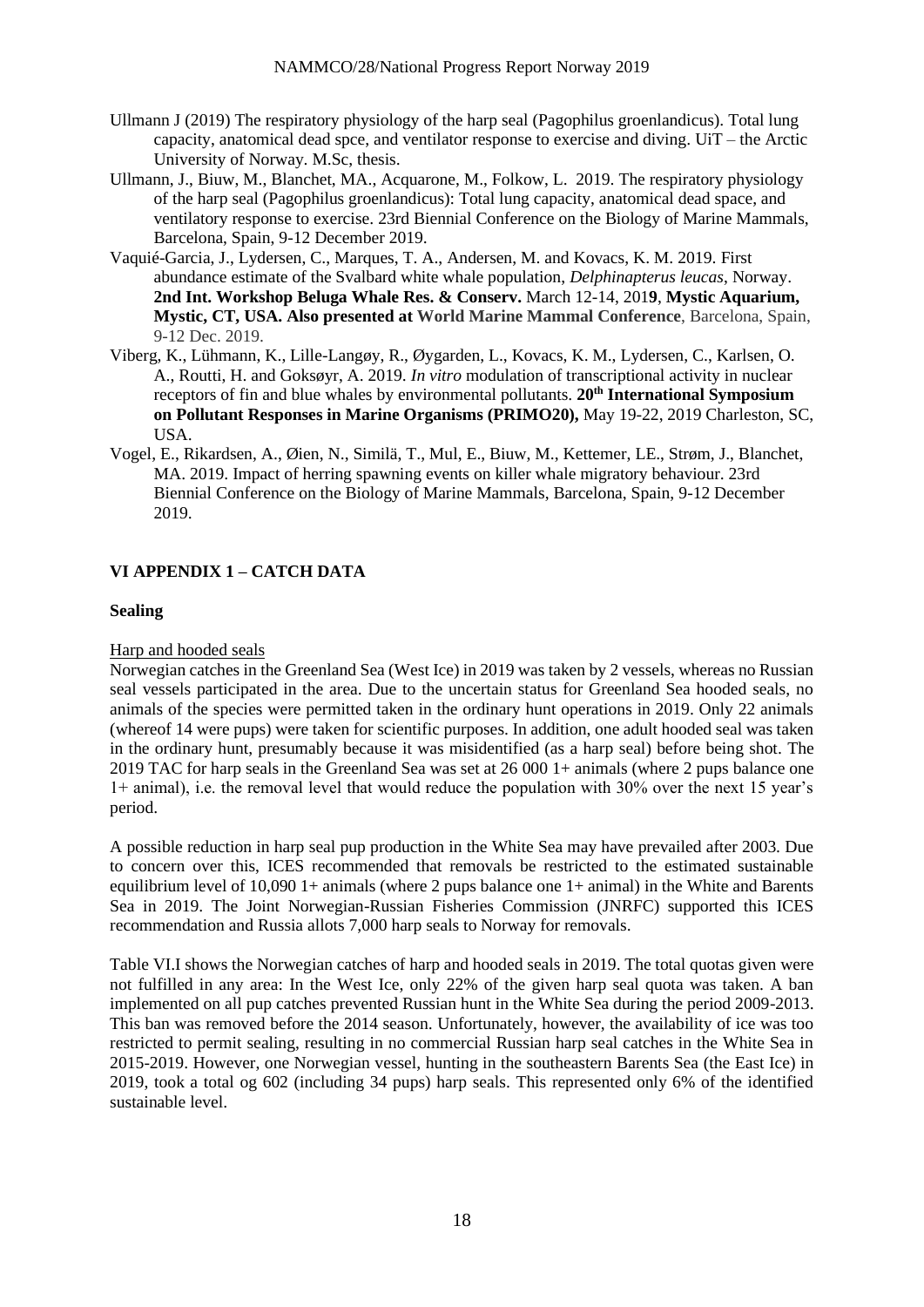Ullmann J (2019) The respiratory physiology of the harp seal (Pagophilus groenlandicus). Total lung capacity, anatomical dead spce, and ventilator response to exercise and diving. UiT – the Arctic University of Norway. M.Sc, thesis.

Ullmann, J., Biuw, M., Blanchet, MA., Acquarone, M., Folkow, L. 2019. The respiratory physiology of the harp seal (Pagophilus groenlandicus): Total lung capacity, anatomical dead space, and ventilatory response to exercise. 23rd Biennial Conference on the Biology of Marine Mammals, Barcelona, Spain, 9-12 December 2019.

Vaquié-Garcia, J., Lydersen, C., Marques, T. A., Andersen, M. and Kovacs, K. M. 2019. First abundance estimate of the Svalbard white whale population, *Delphinapterus leucas*, Norway. **2nd Int. Workshop Beluga Whale Res. & Conserv.** March 12-14, 201**9**, **Mystic Aquarium, Mystic, CT, USA. Also presented at World Marine Mammal Conference**, Barcelona, Spain, 9-12 Dec. 2019.

Viberg, K., Lühmann, K., Lille-Langøy, R., Øygarden, L., Kovacs, K. M., Lydersen, C., Karlsen, O. A., Routti, H. and Goksøyr, A. 2019. *In vitro* modulation of transcriptional activity in nuclear receptors of fin and blue whales by environmental pollutants. **20th International Symposium on Pollutant Responses in Marine Organisms (PRIMO20),** May 19-22, 2019 Charleston, SC, USA.

Vogel, E., Rikardsen, A., Øien, N., Similä, T., Mul, E., Biuw, M., Kettemer, LE., Strøm, J., Blanchet, MA. 2019. Impact of herring spawning events on killer whale migratory behaviour. 23rd Biennial Conference on the Biology of Marine Mammals, Barcelona, Spain, 9-12 December 2019.

## VI APPENDIX 1 – CATCH DATA

### Sealing

Harp and hooded seals

Norwegian catches in the Greenland Sea (West Ice) in 2019 was taken by 2 vessels, whereas no Russian seal vessels participated in the area. Due to the uncertain status for Greenland Sea hooded seals, no animals of the species were permitted taken in the ordinary hunt operations in 2019. Only 22 animals (whereof 14 were pups) were taken for scientific purposes. In addition, one adult hooded seal was taken in the ordinary hunt, presumably because it was misidentified (as a harp seal) before being shot. The 2019 TAC for harp seals in the Greenland Sea was set at 26 000 1+ animals (where 2 pups balance one 1+ animal), i.e. the removal level that would reduce the population with 30% over the next 15 year's period.

A possible reduction in harp seal pup production in the White Sea may have prevailed after 2003. Due to concern over this, ICES recommended that removals be restricted to the estimated sustainable equilibrium level of 10,090 1+ animals (where 2 pups balance one 1+ animal) in the White and Barents Sea in 2019. The Joint Norwegian-Russian Fisheries Commission (JNRFC) supported this ICES recommendation and Russia allots 7,000 harp seals to Norway for removals.

Table VI.I shows the Norwegian catches of harp and hooded seals in 2019. The total quotas given were not fulfilled in any area: In the West Ice, only 22% of the given harp seal quota was taken. A ban implemented on all pup catches prevented Russian hunt in the White Sea during the period 2009-2013. This ban was removed before the 2014 season. Unfortunately, however, the availability of ice was too restricted to permit sealing, resulting in no commercial Russian harp seal catches in the White Sea in 2015-2019. However, one Norwegian vessel, hunting in the southeastern Barents Sea (the East Ice) in 2019, took a total og 602 (including 34 pups) harp seals. This represented only 6% of the identified sustainable level.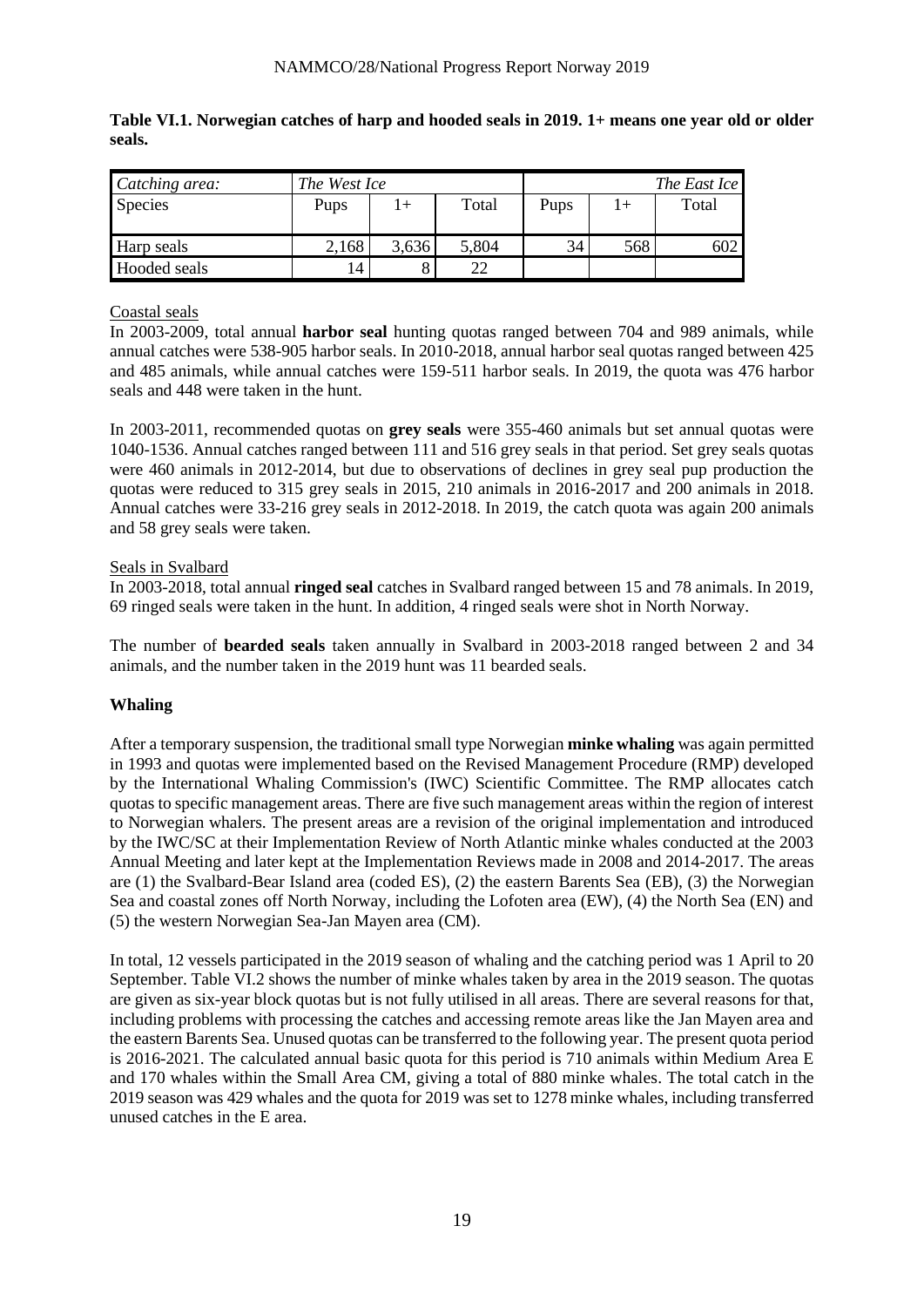**Table VI.1. Norwegian catches of harp and hooded seals in 2019. 1+ means one year old or older seals.**

| *Catching area:* | *The West Ice* | | | | | *The East Ice* |
|---|---|---|---|---|---|---|
| Species | Pups | 1+ | Total | Pups | 1+ | Total |
| Harp seals | 2,168 | 3,636 | 5,804 | 34 | 568 | 602 |
| Hooded seals | 14 | 8 | 22 | | | |

Coastal seals

In 2003-2009, total annual **harbor seal** hunting quotas ranged between 704 and 989 animals, while annual catches were 538-905 harbor seals. In 2010-2018, annual harbor seal quotas ranged between 425 and 485 animals, while annual catches were 159-511 harbor seals. In 2019, the quota was 476 harbor seals and 448 were taken in the hunt.

In 2003-2011, recommended quotas on **grey seals** were 355-460 animals but set annual quotas were 1040-1536. Annual catches ranged between 111 and 516 grey seals in that period. Set grey seals quotas were 460 animals in 2012-2014, but due to observations of declines in grey seal pup production the quotas were reduced to 315 grey seals in 2015, 210 animals in 2016-2017 and 200 animals in 2018. Annual catches were 33-216 grey seals in 2012-2018. In 2019, the catch quota was again 200 animals and 58 grey seals were taken.

Seals in Svalbard

In 2003-2018, total annual **ringed seal** catches in Svalbard ranged between 15 and 78 animals. In 2019, 69 ringed seals were taken in the hunt. In addition, 4 ringed seals were shot in North Norway.

The number of **bearded seals** taken annually in Svalbard in 2003-2018 ranged between 2 and 34 animals, and the number taken in the 2019 hunt was 11 bearded seals.

**Whaling**

After a temporary suspension, the traditional small type Norwegian **minke whaling** was again permitted in 1993 and quotas were implemented based on the Revised Management Procedure (RMP) developed by the International Whaling Commission's (IWC) Scientific Committee. The RMP allocates catch quotas to specific management areas. There are five such management areas within the region of interest to Norwegian whalers. The present areas are a revision of the original implementation and introduced by the IWC/SC at their Implementation Review of North Atlantic minke whales conducted at the 2003 Annual Meeting and later kept at the Implementation Reviews made in 2008 and 2014-2017. The areas are (1) the Svalbard-Bear Island area (coded ES), (2) the eastern Barents Sea (EB), (3) the Norwegian Sea and coastal zones off North Norway, including the Lofoten area (EW), (4) the North Sea (EN) and (5) the western Norwegian Sea-Jan Mayen area (CM).

In total, 12 vessels participated in the 2019 season of whaling and the catching period was 1 April to 20 September. Table VI.2 shows the number of minke whales taken by area in the 2019 season. The quotas are given as six-year block quotas but is not fully utilised in all areas. There are several reasons for that, including problems with processing the catches and accessing remote areas like the Jan Mayen area and the eastern Barents Sea. Unused quotas can be transferred to the following year. The present quota period is 2016-2021. The calculated annual basic quota for this period is 710 animals within Medium Area E and 170 whales within the Small Area CM, giving a total of 880 minke whales. The total catch in the 2019 season was 429 whales and the quota for 2019 was set to 1278 minke whales, including transferred unused catches in the E area.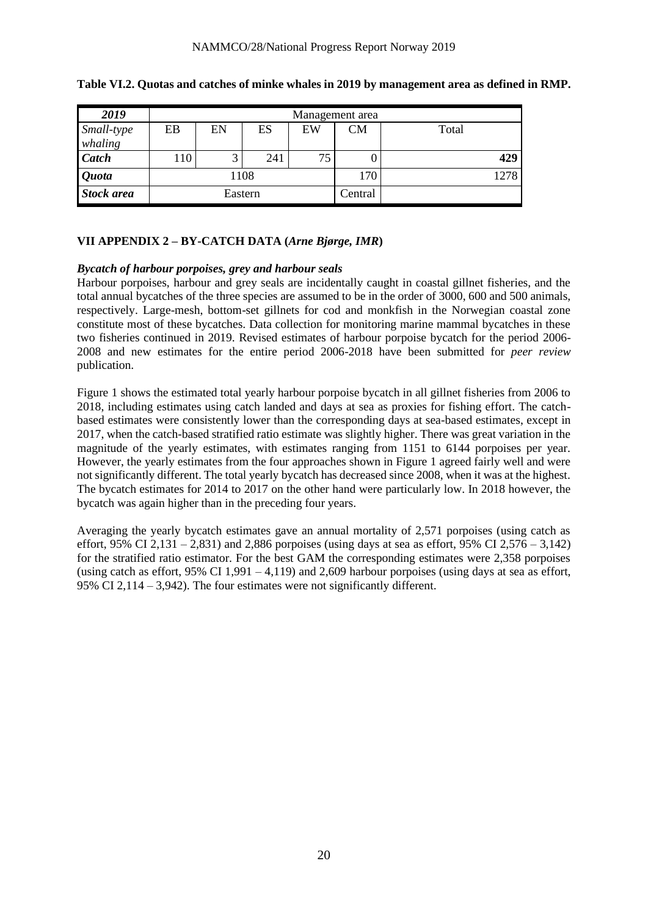**Table VI.2. Quotas and catches of minke whales in 2019 by management area as defined in RMP.**

| *2019* | Management area | | | | | |
|---|---|---|---|---|---|---|
| *Small-type whaling* | EB | EN | ES | EW | CM | Total |
| ***Catch*** | 110 | 3 | 241 | 75 | 0 | **429** |
| ***Quota*** | 1108 | | | | 170 | 1278 |
| ***Stock area*** | Eastern | | | | Central | |

## VII APPENDIX 2 – BY-CATCH DATA (*Arne Bjørge, IMR*)

### *Bycatch of harbour porpoises, grey and harbour seals*

Harbour porpoises, harbour and grey seals are incidentally caught in coastal gillnet fisheries, and the total annual bycatches of the three species are assumed to be in the order of 3000, 600 and 500 animals, respectively. Large-mesh, bottom-set gillnets for cod and monkfish in the Norwegian coastal zone constitute most of these bycatches. Data collection for monitoring marine mammal bycatches in these two fisheries continued in 2019. Revised estimates of harbour porpoise bycatch for the period 2006-2008 and new estimates for the entire period 2006-2018 have been submitted for *peer review* publication.

Figure 1 shows the estimated total yearly harbour porpoise bycatch in all gillnet fisheries from 2006 to 2018, including estimates using catch landed and days at sea as proxies for fishing effort. The catch-based estimates were consistently lower than the corresponding days at sea-based estimates, except in 2017, when the catch-based stratified ratio estimate was slightly higher. There was great variation in the magnitude of the yearly estimates, with estimates ranging from 1151 to 6144 porpoises per year. However, the yearly estimates from the four approaches shown in Figure 1 agreed fairly well and were not significantly different. The total yearly bycatch has decreased since 2008, when it was at the highest. The bycatch estimates for 2014 to 2017 on the other hand were particularly low. In 2018 however, the bycatch was again higher than in the preceding four years.

Averaging the yearly bycatch estimates gave an annual mortality of 2,571 porpoises (using catch as effort, 95% CI 2,131 – 2,831) and 2,886 porpoises (using days at sea as effort, 95% CI 2,576 – 3,142) for the stratified ratio estimator. For the best GAM the corresponding estimates were 2,358 porpoises (using catch as effort, 95% CI 1,991 – 4,119) and 2,609 harbour porpoises (using days at sea as effort, 95% CI 2,114 – 3,942). The four estimates were not significantly different.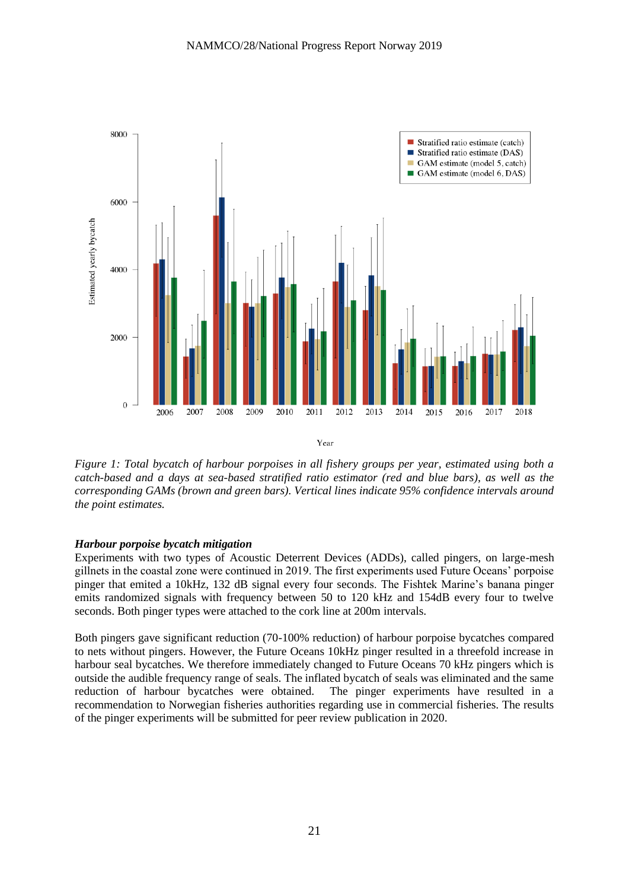8000
6000
4000
2000
0

Estimated yearly bycatch

Stratified ratio estimate (catch)
Stratified ratio estimate (DAS)
GAM estimate (model 5, catch)
GAM estimate (model 6, DAS)

2006 2007 2008 2009 2010 2011 2012 2013 2014 2015 2016 2017 2018

Year

*Figure 1: Total bycatch of harbour porpoises in all fishery groups per year, estimated using both a catch-based and a days at sea-based stratified ratio estimator (red and blue bars), as well as the corresponding GAMs (brown and green bars). Vertical lines indicate 95% confidence intervals around the point estimates.*

### *Harbour porpoise bycatch mitigation*

Experiments with two types of Acoustic Deterrent Devices (ADDs), called pingers, on large-mesh gillnets in the coastal zone were continued in 2019. The first experiments used Future Oceans' porpoise pinger that emited a 10kHz, 132 dB signal every four seconds. The Fishtek Marine's banana pinger emits randomized signals with frequency between 50 to 120 kHz and 154dB every four to twelve seconds. Both pinger types were attached to the cork line at 200m intervals.

Both pingers gave significant reduction (70-100% reduction) of harbour porpoise bycatches compared to nets without pingers. However, the Future Oceans 10kHz pinger resulted in a threefold increase in harbour seal bycatches. We therefore immediately changed to Future Oceans 70 kHz pingers which is outside the audible frequency range of seals. The inflated bycatch of seals was eliminated and the same reduction of harbour bycatches were obtained. The pinger experiments have resulted in a recommendation to Norwegian fisheries authorities regarding use in commercial fisheries. The results of the pinger experiments will be submitted for peer review publication in 2020.